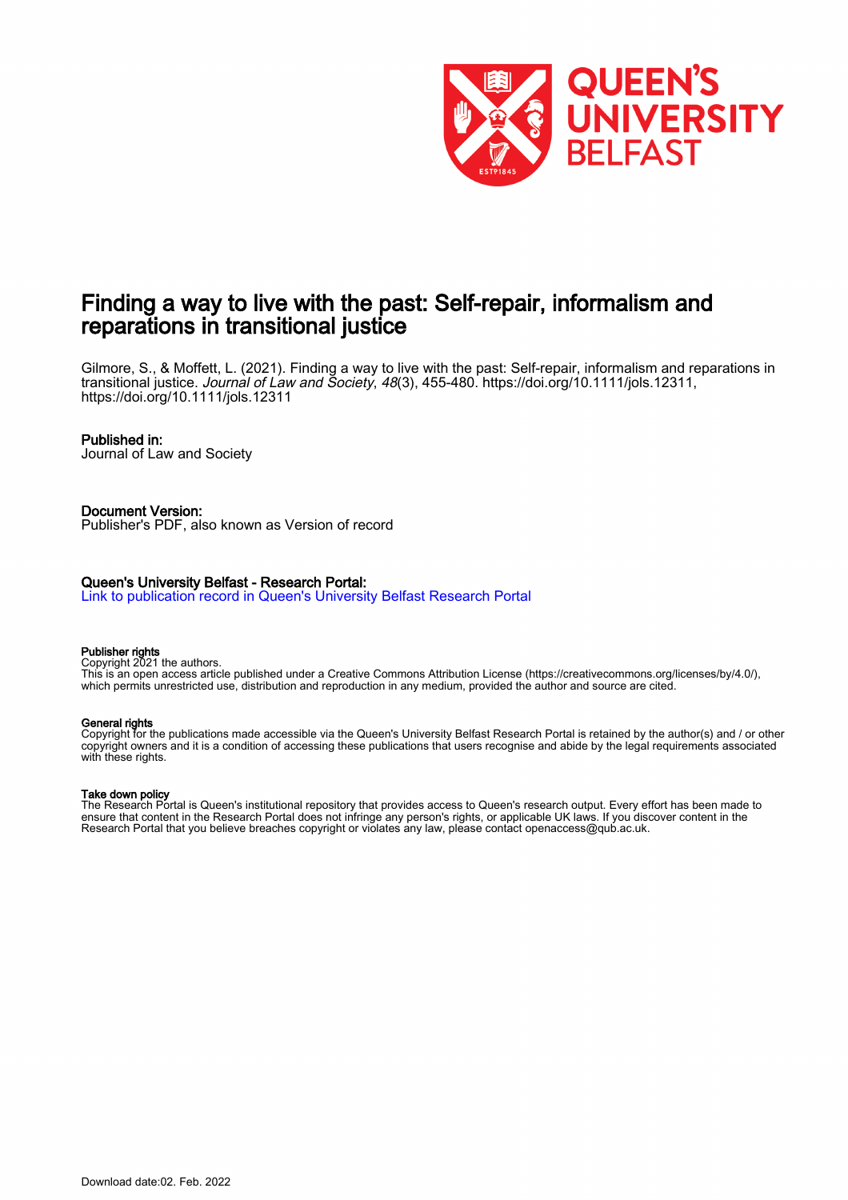# Finding a way to live with the past: Self-repair, informalism and reparations in transitional justice

Gilmore, S., & Moffett, L. (2021). Finding a way to live with the past: Self-repair, informalism and reparations in transitional justice. *Journal of Law and Society*, *48*(3), 455-480. https://doi.org/10.1111/jols.12311, https://doi.org/10.1111/jols.12311

**Published in:**
Journal of Law and Society

**Document Version:**
Publisher's PDF, also known as Version of record

**Queen's University Belfast - Research Portal:**
[Link to publication record in Queen's University Belfast Research Portal]

**Publisher rights**
Copyright 2021 the authors.
This is an open access article published under a Creative Commons Attribution License (https://creativecommons.org/licenses/by/4.0/), which permits unrestricted use, distribution and reproduction in any medium, provided the author and source are cited.

**General rights**
Copyright for the publications made accessible via the Queen's University Belfast Research Portal is retained by the author(s) and / or other copyright owners and it is a condition of accessing these publications that users recognise and abide by the legal requirements associated with these rights.

**Take down policy**
The Research Portal is Queen's institutional repository that provides access to Queen's research output. Every effort has been made to ensure that content in the Research Portal does not infringe any person's rights, or applicable UK laws. If you discover content in the Research Portal that you believe breaches copyright or violates any law, please contact openaccess@qub.ac.uk.

Download date:02. Feb. 2022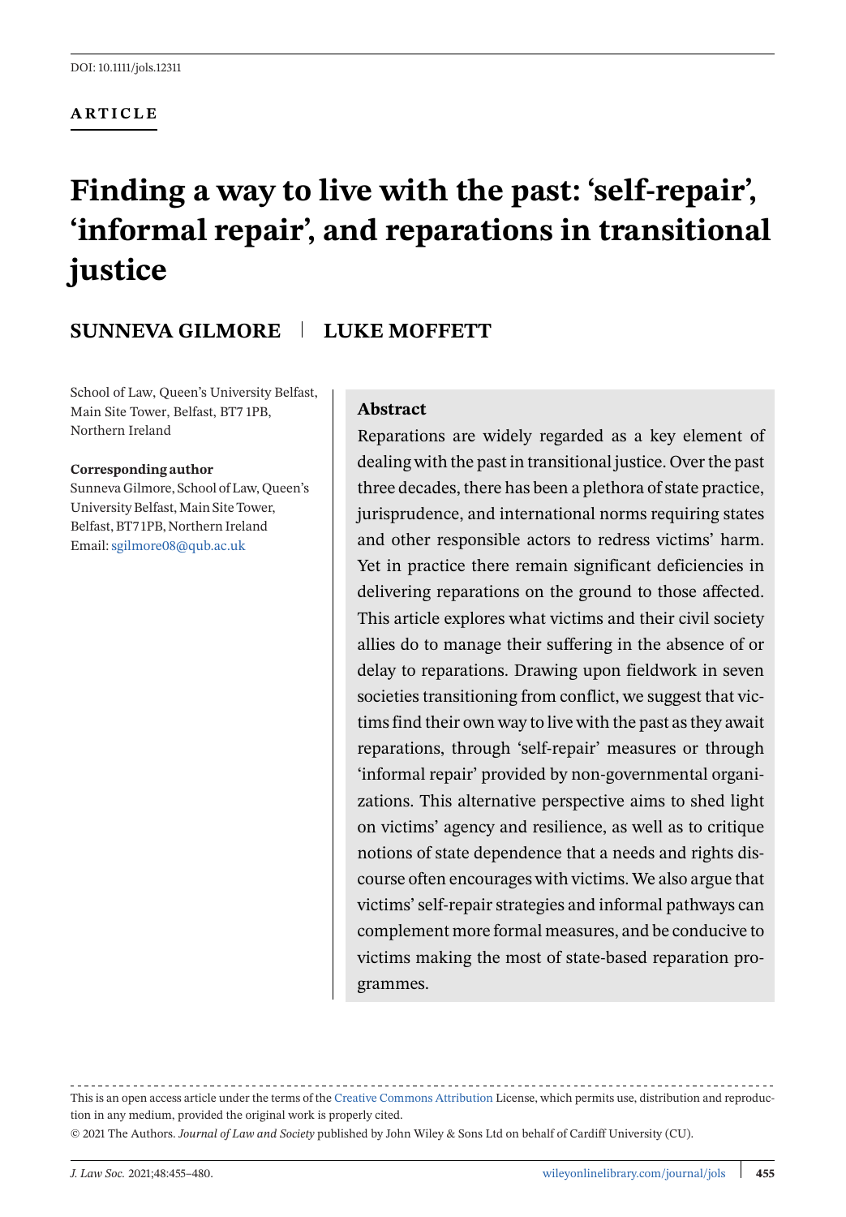DOI: 10.1111/jols.12311

**ARTICLE**

# Finding a way to live with the past: 'self-repair', 'informal repair', and reparations in transitional justice

**SUNNEVA GILMORE** | **LUKE MOFFETT**

School of Law, Queen's University Belfast, Main Site Tower, Belfast, BT7 1PB, Northern Ireland

**Corresponding author**
Sunneva Gilmore, School of Law, Queen's University Belfast, Main Site Tower, Belfast, BT71PB, Northern Ireland
Email: sgilmore08@qub.ac.uk

## Abstract

Reparations are widely regarded as a key element of dealing with the past in transitional justice. Over the past three decades, there has been a plethora of state practice, jurisprudence, and international norms requiring states and other responsible actors to redress victims' harm. Yet in practice there remain significant deficiencies in delivering reparations on the ground to those affected. This article explores what victims and their civil society allies do to manage their suffering in the absence of or delay to reparations. Drawing upon fieldwork in seven societies transitioning from conflict, we suggest that victims find their own way to live with the past as they await reparations, through 'self-repair' measures or through 'informal repair' provided by non-governmental organizations. This alternative perspective aims to shed light on victims' agency and resilience, as well as to critique notions of state dependence that a needs and rights discourse often encourages with victims. We also argue that victims' self-repair strategies and informal pathways can complement more formal measures, and be conducive to victims making the most of state-based reparation programmes.

This is an open access article under the terms of the Creative Commons Attribution License, which permits use, distribution and reproduction in any medium, provided the original work is properly cited.

© 2021 The Authors. *Journal of Law and Society* published by John Wiley & Sons Ltd on behalf of Cardiff University (CU).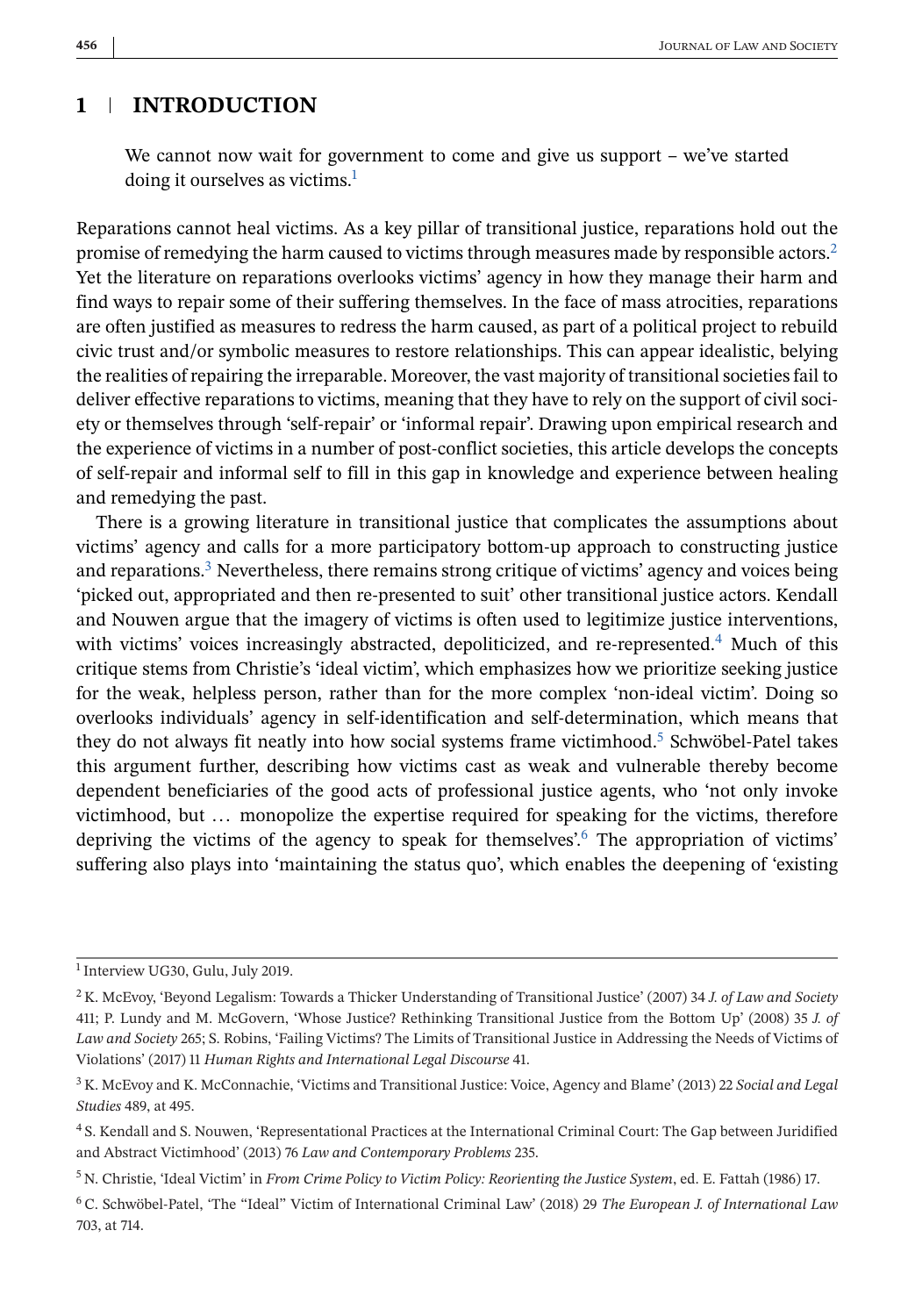## 1 INTRODUCTION

> We cannot now wait for government to come and give us support – we've started doing it ourselves as victims.[1]

Reparations cannot heal victims. As a key pillar of transitional justice, reparations hold out the promise of remedying the harm caused to victims through measures made by responsible actors.[2] Yet the literature on reparations overlooks victims' agency in how they manage their harm and find ways to repair some of their suffering themselves. In the face of mass atrocities, reparations are often justified as measures to redress the harm caused, as part of a political project to rebuild civic trust and/or symbolic measures to restore relationships. This can appear idealistic, belying the realities of repairing the irreparable. Moreover, the vast majority of transitional societies fail to deliver effective reparations to victims, meaning that they have to rely on the support of civil society or themselves through 'self-repair' or 'informal repair'. Drawing upon empirical research and the experience of victims in a number of post-conflict societies, this article develops the concepts of self-repair and informal self to fill in this gap in knowledge and experience between healing and remedying the past.

There is a growing literature in transitional justice that complicates the assumptions about victims' agency and calls for a more participatory bottom-up approach to constructing justice and reparations.[3] Nevertheless, there remains strong critique of victims' agency and voices being 'picked out, appropriated and then re-presented to suit' other transitional justice actors. Kendall and Nouwen argue that the imagery of victims is often used to legitimize justice interventions, with victims' voices increasingly abstracted, depoliticized, and re-represented.[4] Much of this critique stems from Christie's 'ideal victim', which emphasizes how we prioritize seeking justice for the weak, helpless person, rather than for the more complex 'non-ideal victim'. Doing so overlooks individuals' agency in self-identification and self-determination, which means that they do not always fit neatly into how social systems frame victimhood.[5] Schwöbel-Patel takes this argument further, describing how victims cast as weak and vulnerable thereby become dependent beneficiaries of the good acts of professional justice agents, who 'not only invoke victimhood, but … monopolize the expertise required for speaking for the victims, therefore depriving the victims of the agency to speak for themselves'.[6] The appropriation of victims' suffering also plays into 'maintaining the status quo', which enables the deepening of 'existing

---

[1] Interview UG30, Gulu, July 2019.

[2] K. McEvoy, 'Beyond Legalism: Towards a Thicker Understanding of Transitional Justice' (2007) 34 *J. of Law and Society* 411; P. Lundy and M. McGovern, 'Whose Justice? Rethinking Transitional Justice from the Bottom Up' (2008) 35 *J. of Law and Society* 265; S. Robins, 'Failing Victims? The Limits of Transitional Justice in Addressing the Needs of Victims of Violations' (2017) 11 *Human Rights and International Legal Discourse* 41.

[3] K. McEvoy and K. McConnachie, 'Victims and Transitional Justice: Voice, Agency and Blame' (2013) 22 *Social and Legal Studies* 489, at 495.

[4] S. Kendall and S. Nouwen, 'Representational Practices at the International Criminal Court: The Gap between Juridified and Abstract Victimhood' (2013) 76 *Law and Contemporary Problems* 235.

[5] N. Christie, 'Ideal Victim' in *From Crime Policy to Victim Policy: Reorienting the Justice System*, ed. E. Fattah (1986) 17.

[6] C. Schwöbel-Patel, 'The "Ideal" Victim of International Criminal Law' (2018) 29 *The European J. of International Law* 703, at 714.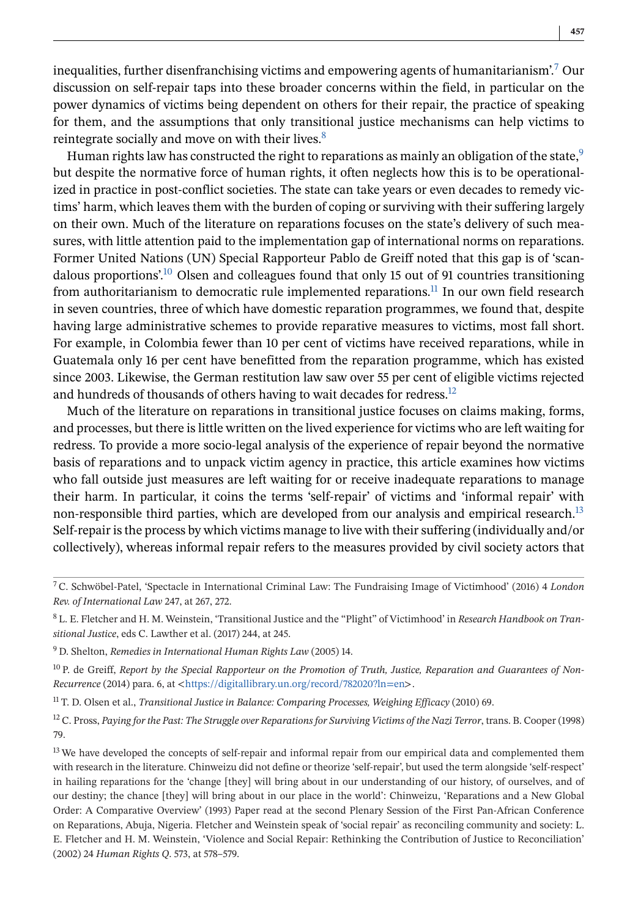inequalities, further disenfranchising victims and empowering agents of humanitarianism'.[7] Our discussion on self-repair taps into these broader concerns within the field, in particular on the power dynamics of victims being dependent on others for their repair, the practice of speaking for them, and the assumptions that only transitional justice mechanisms can help victims to reintegrate socially and move on with their lives.[8]

Human rights law has constructed the right to reparations as mainly an obligation of the state,[9] but despite the normative force of human rights, it often neglects how this is to be operationalized in practice in post-conflict societies. The state can take years or even decades to remedy victims' harm, which leaves them with the burden of coping or surviving with their suffering largely on their own. Much of the literature on reparations focuses on the state's delivery of such measures, with little attention paid to the implementation gap of international norms on reparations. Former United Nations (UN) Special Rapporteur Pablo de Greiff noted that this gap is of 'scandalous proportions'.[10] Olsen and colleagues found that only 15 out of 91 countries transitioning from authoritarianism to democratic rule implemented reparations.[11] In our own field research in seven countries, three of which have domestic reparation programmes, we found that, despite having large administrative schemes to provide reparative measures to victims, most fall short. For example, in Colombia fewer than 10 per cent of victims have received reparations, while in Guatemala only 16 per cent have benefitted from the reparation programme, which has existed since 2003. Likewise, the German restitution law saw over 55 per cent of eligible victims rejected and hundreds of thousands of others having to wait decades for redress.[12]

Much of the literature on reparations in transitional justice focuses on claims making, forms, and processes, but there is little written on the lived experience for victims who are left waiting for redress. To provide a more socio-legal analysis of the experience of repair beyond the normative basis of reparations and to unpack victim agency in practice, this article examines how victims who fall outside just measures are left waiting for or receive inadequate reparations to manage their harm. In particular, it coins the terms 'self-repair' of victims and 'informal repair' with non-responsible third parties, which are developed from our analysis and empirical research.[13] Self-repair is the process by which victims manage to live with their suffering (individually and/or collectively), whereas informal repair refers to the measures provided by civil society actors that

---

[7] C. Schwöbel-Patel, 'Spectacle in International Criminal Law: The Fundraising Image of Victimhood' (2016) 4 *London Rev. of International Law* 247, at 267, 272.

[8] L. E. Fletcher and H. M. Weinstein, 'Transitional Justice and the "Plight" of Victimhood' in *Research Handbook on Transitional Justice*, eds C. Lawther et al. (2017) 244, at 245.

[9] D. Shelton, *Remedies in International Human Rights Law* (2005) 14.

[10] P. de Greiff, *Report by the Special Rapporteur on the Promotion of Truth, Justice, Reparation and Guarantees of Non-Recurrence* (2014) para. 6, at <https://digitallibrary.un.org/record/782020?ln=en>.

[11] T. D. Olsen et al., *Transitional Justice in Balance: Comparing Processes, Weighing Efficacy* (2010) 69.

[12] C. Pross, *Paying for the Past: The Struggle over Reparations for Surviving Victims of the Nazi Terror*, trans. B. Cooper (1998) 79.

[13] We have developed the concepts of self-repair and informal repair from our empirical data and complemented them with research in the literature. Chinweizu did not define or theorize 'self-repair', but used the term alongside 'self-respect' in hailing reparations for the 'change [they] will bring about in our understanding of our history, of ourselves, and of our destiny; the chance [they] will bring about in our place in the world': Chinweizu, 'Reparations and a New Global Order: A Comparative Overview' (1993) Paper read at the second Plenary Session of the First Pan-African Conference on Reparations, Abuja, Nigeria. Fletcher and Weinstein speak of 'social repair' as reconciling community and society: L. E. Fletcher and H. M. Weinstein, 'Violence and Social Repair: Rethinking the Contribution of Justice to Reconciliation' (2002) 24 *Human Rights Q*. 573, at 578–579.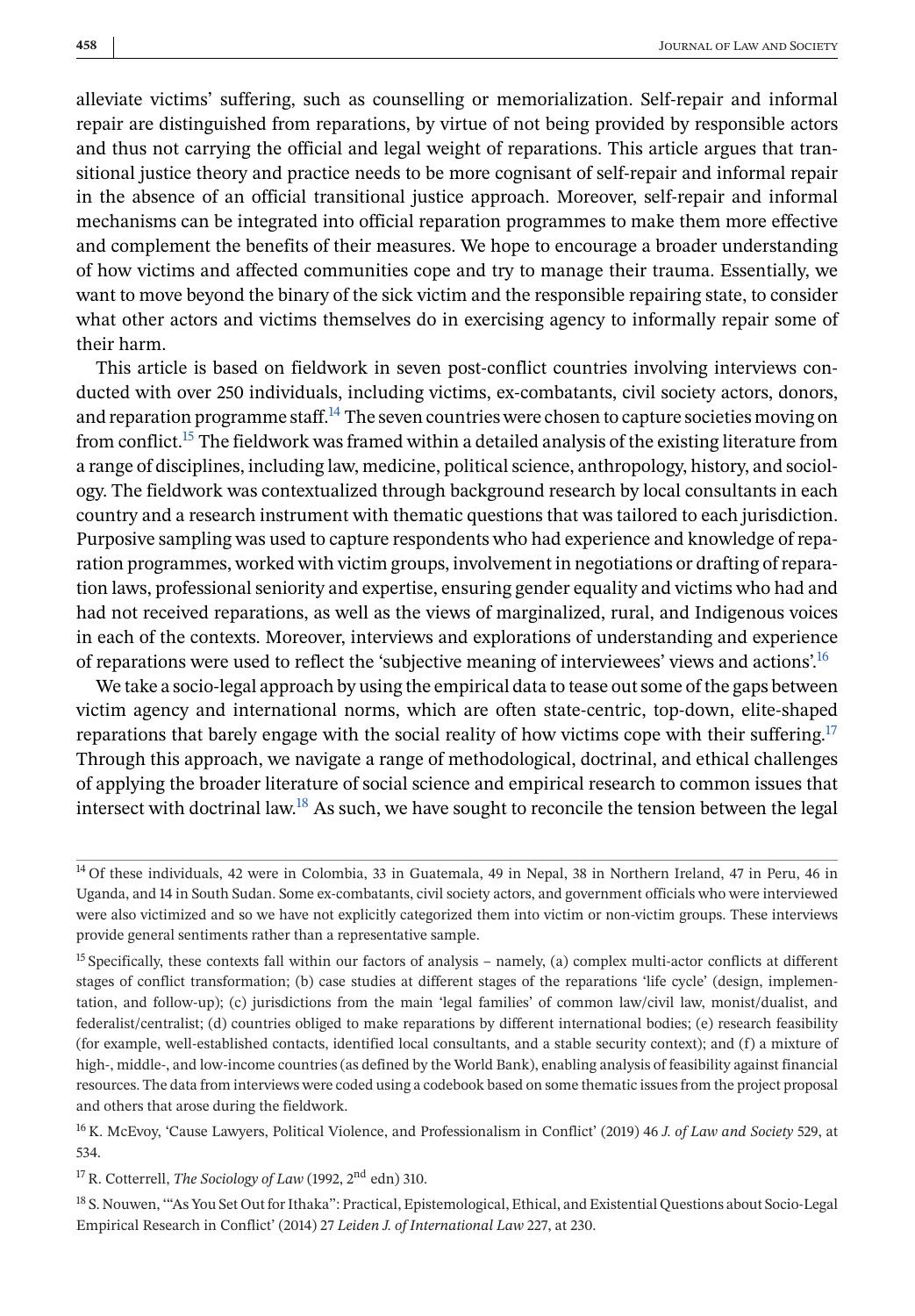alleviate victims' suffering, such as counselling or memorialization. Self-repair and informal repair are distinguished from reparations, by virtue of not being provided by responsible actors and thus not carrying the official and legal weight of reparations. This article argues that transitional justice theory and practice needs to be more cognisant of self-repair and informal repair in the absence of an official transitional justice approach. Moreover, self-repair and informal mechanisms can be integrated into official reparation programmes to make them more effective and complement the benefits of their measures. We hope to encourage a broader understanding of how victims and affected communities cope and try to manage their trauma. Essentially, we want to move beyond the binary of the sick victim and the responsible repairing state, to consider what other actors and victims themselves do in exercising agency to informally repair some of their harm.

This article is based on fieldwork in seven post-conflict countries involving interviews conducted with over 250 individuals, including victims, ex-combatants, civil society actors, donors, and reparation programme staff.[14] The seven countries were chosen to capture societies moving on from conflict.[15] The fieldwork was framed within a detailed analysis of the existing literature from a range of disciplines, including law, medicine, political science, anthropology, history, and sociology. The fieldwork was contextualized through background research by local consultants in each country and a research instrument with thematic questions that was tailored to each jurisdiction. Purposive sampling was used to capture respondents who had experience and knowledge of reparation programmes, worked with victim groups, involvement in negotiations or drafting of reparation laws, professional seniority and expertise, ensuring gender equality and victims who had and had not received reparations, as well as the views of marginalized, rural, and Indigenous voices in each of the contexts. Moreover, interviews and explorations of understanding and experience of reparations were used to reflect the 'subjective meaning of interviewees' views and actions'.[16]

We take a socio-legal approach by using the empirical data to tease out some of the gaps between victim agency and international norms, which are often state-centric, top-down, elite-shaped reparations that barely engage with the social reality of how victims cope with their suffering.[17] Through this approach, we navigate a range of methodological, doctrinal, and ethical challenges of applying the broader literature of social science and empirical research to common issues that intersect with doctrinal law.[18] As such, we have sought to reconcile the tension between the legal

---

[14] Of these individuals, 42 were in Colombia, 33 in Guatemala, 49 in Nepal, 38 in Northern Ireland, 47 in Peru, 46 in Uganda, and 14 in South Sudan. Some ex-combatants, civil society actors, and government officials who were interviewed were also victimized and so we have not explicitly categorized them into victim or non-victim groups. These interviews provide general sentiments rather than a representative sample.

[15] Specifically, these contexts fall within our factors of analysis – namely, (a) complex multi-actor conflicts at different stages of conflict transformation; (b) case studies at different stages of the reparations 'life cycle' (design, implementation, and follow-up); (c) jurisdictions from the main 'legal families' of common law/civil law, monist/dualist, and federalist/centralist; (d) countries obliged to make reparations by different international bodies; (e) research feasibility (for example, well-established contacts, identified local consultants, and a stable security context); and (f) a mixture of high-, middle-, and low-income countries (as defined by the World Bank), enabling analysis of feasibility against financial resources. The data from interviews were coded using a codebook based on some thematic issues from the project proposal and others that arose during the fieldwork.

[16] K. McEvoy, 'Cause Lawyers, Political Violence, and Professionalism in Conflict' (2019) 46 *J. of Law and Society* 529, at 534.

[17] R. Cotterrell, *The Sociology of Law* (1992, 2nd edn) 310.

[18] S. Nouwen, '"As You Set Out for Ithaka": Practical, Epistemological, Ethical, and Existential Questions about Socio-Legal Empirical Research in Conflict' (2014) 27 *Leiden J. of International Law* 227, at 230.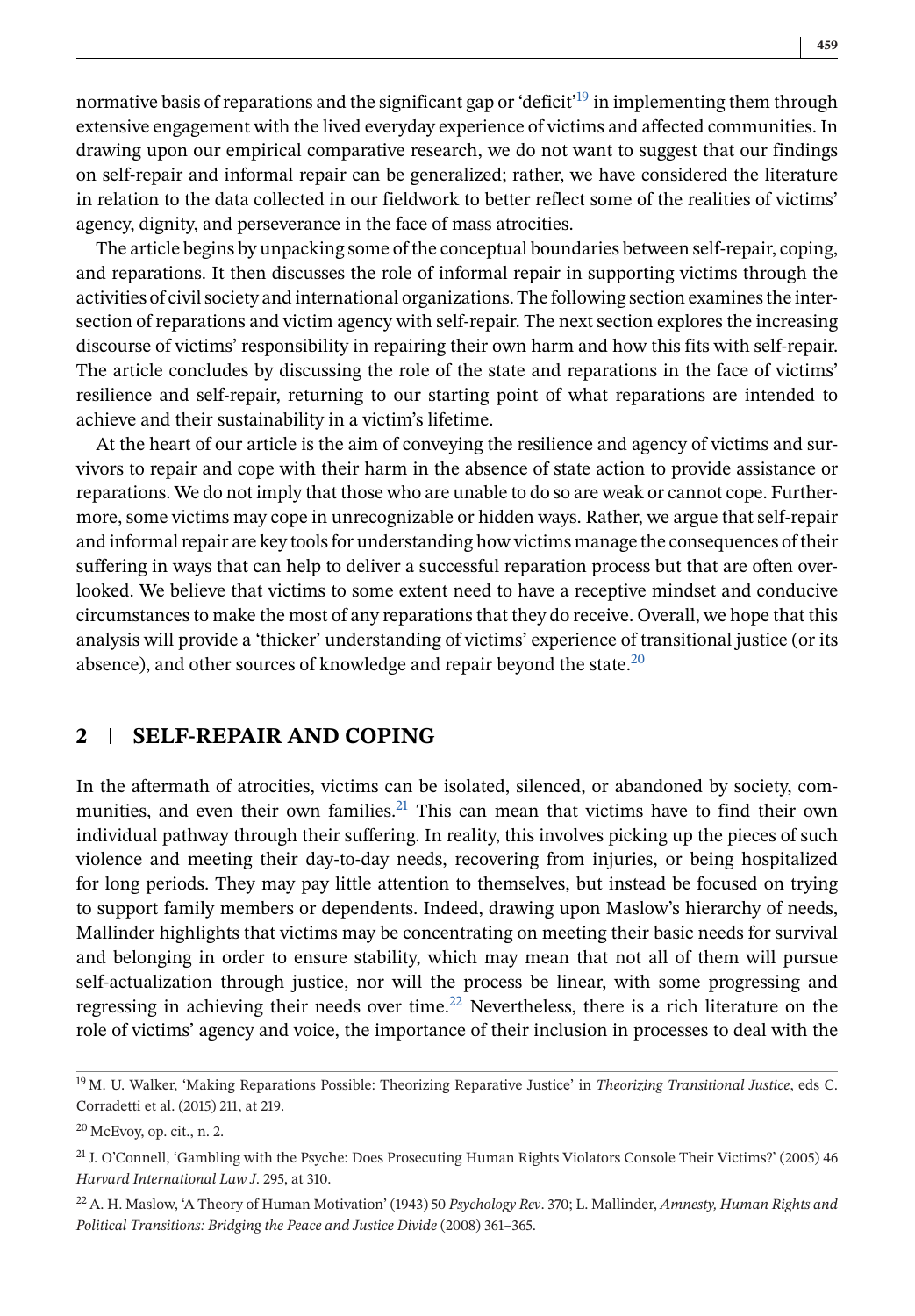normative basis of reparations and the significant gap or 'deficit'[19] in implementing them through extensive engagement with the lived everyday experience of victims and affected communities. In drawing upon our empirical comparative research, we do not want to suggest that our findings on self-repair and informal repair can be generalized; rather, we have considered the literature in relation to the data collected in our fieldwork to better reflect some of the realities of victims' agency, dignity, and perseverance in the face of mass atrocities.

The article begins by unpacking some of the conceptual boundaries between self-repair, coping, and reparations. It then discusses the role of informal repair in supporting victims through the activities of civil society and international organizations. The following section examines the intersection of reparations and victim agency with self-repair. The next section explores the increasing discourse of victims' responsibility in repairing their own harm and how this fits with self-repair. The article concludes by discussing the role of the state and reparations in the face of victims' resilience and self-repair, returning to our starting point of what reparations are intended to achieve and their sustainability in a victim's lifetime.

At the heart of our article is the aim of conveying the resilience and agency of victims and survivors to repair and cope with their harm in the absence of state action to provide assistance or reparations. We do not imply that those who are unable to do so are weak or cannot cope. Furthermore, some victims may cope in unrecognizable or hidden ways. Rather, we argue that self-repair and informal repair are key tools for understanding how victims manage the consequences of their suffering in ways that can help to deliver a successful reparation process but that are often overlooked. We believe that victims to some extent need to have a receptive mindset and conducive circumstances to make the most of any reparations that they do receive. Overall, we hope that this analysis will provide a 'thicker' understanding of victims' experience of transitional justice (or its absence), and other sources of knowledge and repair beyond the state.[20]

## 2 SELF-REPAIR AND COPING

In the aftermath of atrocities, victims can be isolated, silenced, or abandoned by society, communities, and even their own families.[21] This can mean that victims have to find their own individual pathway through their suffering. In reality, this involves picking up the pieces of such violence and meeting their day-to-day needs, recovering from injuries, or being hospitalized for long periods. They may pay little attention to themselves, but instead be focused on trying to support family members or dependents. Indeed, drawing upon Maslow's hierarchy of needs, Mallinder highlights that victims may be concentrating on meeting their basic needs for survival and belonging in order to ensure stability, which may mean that not all of them will pursue self-actualization through justice, nor will the process be linear, with some progressing and regressing in achieving their needs over time.[22] Nevertheless, there is a rich literature on the role of victims' agency and voice, the importance of their inclusion in processes to deal with the

---

[19] M. U. Walker, 'Making Reparations Possible: Theorizing Reparative Justice' in *Theorizing Transitional Justice*, eds C. Corradetti et al. (2015) 211, at 219.

[20] McEvoy, op. cit., n. 2.

[21] J. O'Connell, 'Gambling with the Psyche: Does Prosecuting Human Rights Violators Console Their Victims?' (2005) 46 *Harvard International Law J*. 295, at 310.

[22] A. H. Maslow, 'A Theory of Human Motivation' (1943) 50 *Psychology Rev*. 370; L. Mallinder, *Amnesty, Human Rights and Political Transitions: Bridging the Peace and Justice Divide* (2008) 361–365.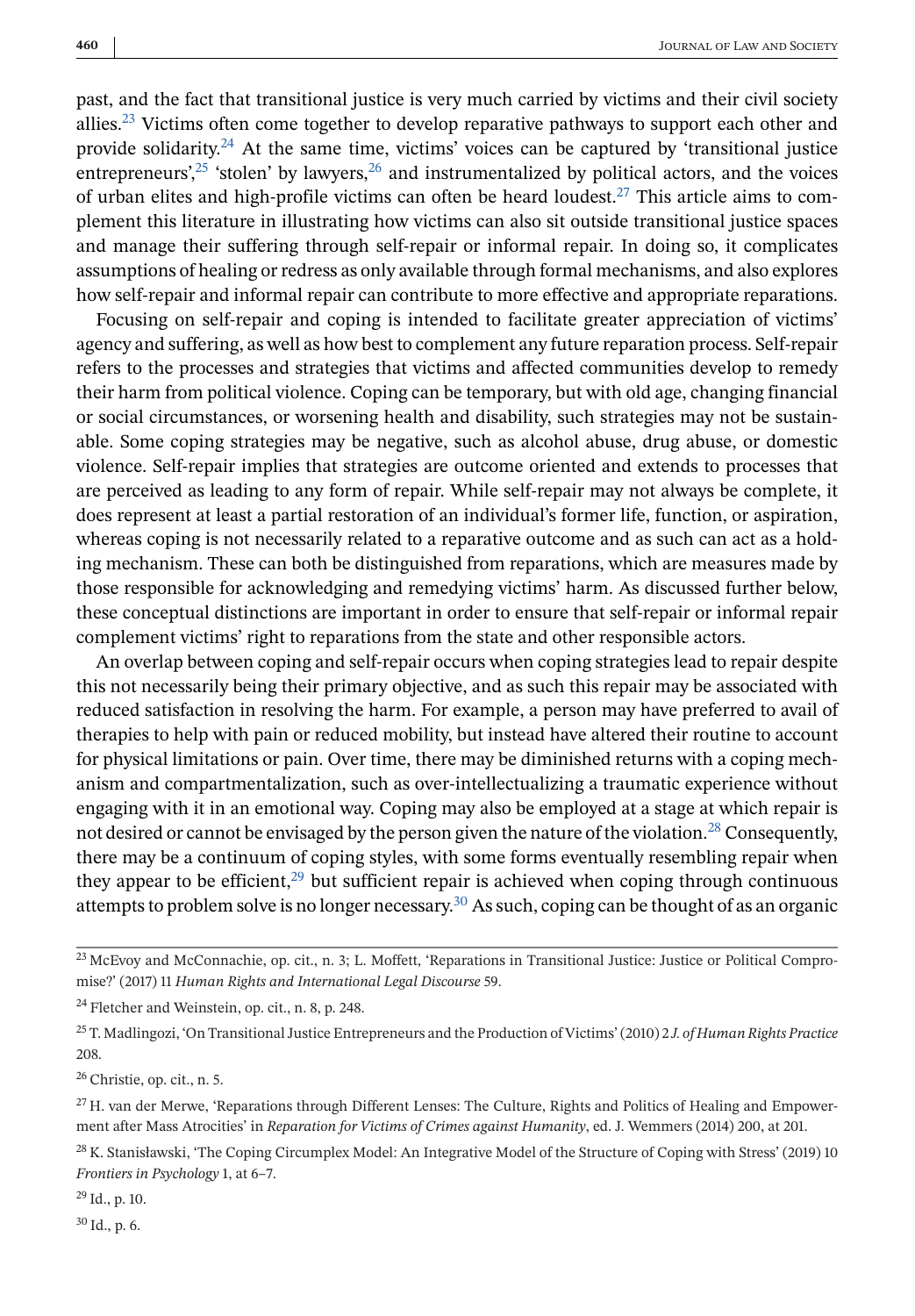past, and the fact that transitional justice is very much carried by victims and their civil society allies.[23] Victims often come together to develop reparative pathways to support each other and provide solidarity.[24] At the same time, victims' voices can be captured by 'transitional justice entrepreneurs',[25] 'stolen' by lawyers,[26] and instrumentalized by political actors, and the voices of urban elites and high-profile victims can often be heard loudest.[27] This article aims to complement this literature in illustrating how victims can also sit outside transitional justice spaces and manage their suffering through self-repair or informal repair. In doing so, it complicates assumptions of healing or redress as only available through formal mechanisms, and also explores how self-repair and informal repair can contribute to more effective and appropriate reparations.

Focusing on self-repair and coping is intended to facilitate greater appreciation of victims' agency and suffering, as well as how best to complement any future reparation process. Self-repair refers to the processes and strategies that victims and affected communities develop to remedy their harm from political violence. Coping can be temporary, but with old age, changing financial or social circumstances, or worsening health and disability, such strategies may not be sustainable. Some coping strategies may be negative, such as alcohol abuse, drug abuse, or domestic violence. Self-repair implies that strategies are outcome oriented and extends to processes that are perceived as leading to any form of repair. While self-repair may not always be complete, it does represent at least a partial restoration of an individual's former life, function, or aspiration, whereas coping is not necessarily related to a reparative outcome and as such can act as a holding mechanism. These can both be distinguished from reparations, which are measures made by those responsible for acknowledging and remedying victims' harm. As discussed further below, these conceptual distinctions are important in order to ensure that self-repair or informal repair complement victims' right to reparations from the state and other responsible actors.

An overlap between coping and self-repair occurs when coping strategies lead to repair despite this not necessarily being their primary objective, and as such this repair may be associated with reduced satisfaction in resolving the harm. For example, a person may have preferred to avail of therapies to help with pain or reduced mobility, but instead have altered their routine to account for physical limitations or pain. Over time, there may be diminished returns with a coping mechanism and compartmentalization, such as over-intellectualizing a traumatic experience without engaging with it in an emotional way. Coping may also be employed at a stage at which repair is not desired or cannot be envisaged by the person given the nature of the violation.[28] Consequently, there may be a continuum of coping styles, with some forms eventually resembling repair when they appear to be efficient,[29] but sufficient repair is achieved when coping through continuous attempts to problem solve is no longer necessary.[30] As such, coping can be thought of as an organic

[23] McEvoy and McConnachie, op. cit., n. 3; L. Moffett, 'Reparations in Transitional Justice: Justice or Political Compromise?' (2017) 11 *Human Rights and International Legal Discourse* 59.

[24] Fletcher and Weinstein, op. cit., n. 8, p. 248.

[25] T. Madlingozi, 'On Transitional Justice Entrepreneurs and the Production of Victims' (2010) 2 *J. of Human Rights Practice* 208.

[26] Christie, op. cit., n. 5.

[27] H. van der Merwe, 'Reparations through Different Lenses: The Culture, Rights and Politics of Healing and Empowerment after Mass Atrocities' in *Reparation for Victims of Crimes against Humanity*, ed. J. Wemmers (2014) 200, at 201.

[28] K. Stanisławski, 'The Coping Circumplex Model: An Integrative Model of the Structure of Coping with Stress' (2019) 10 *Frontiers in Psychology* 1, at 6–7.

[29] Id., p. 10.

[30] Id., p. 6.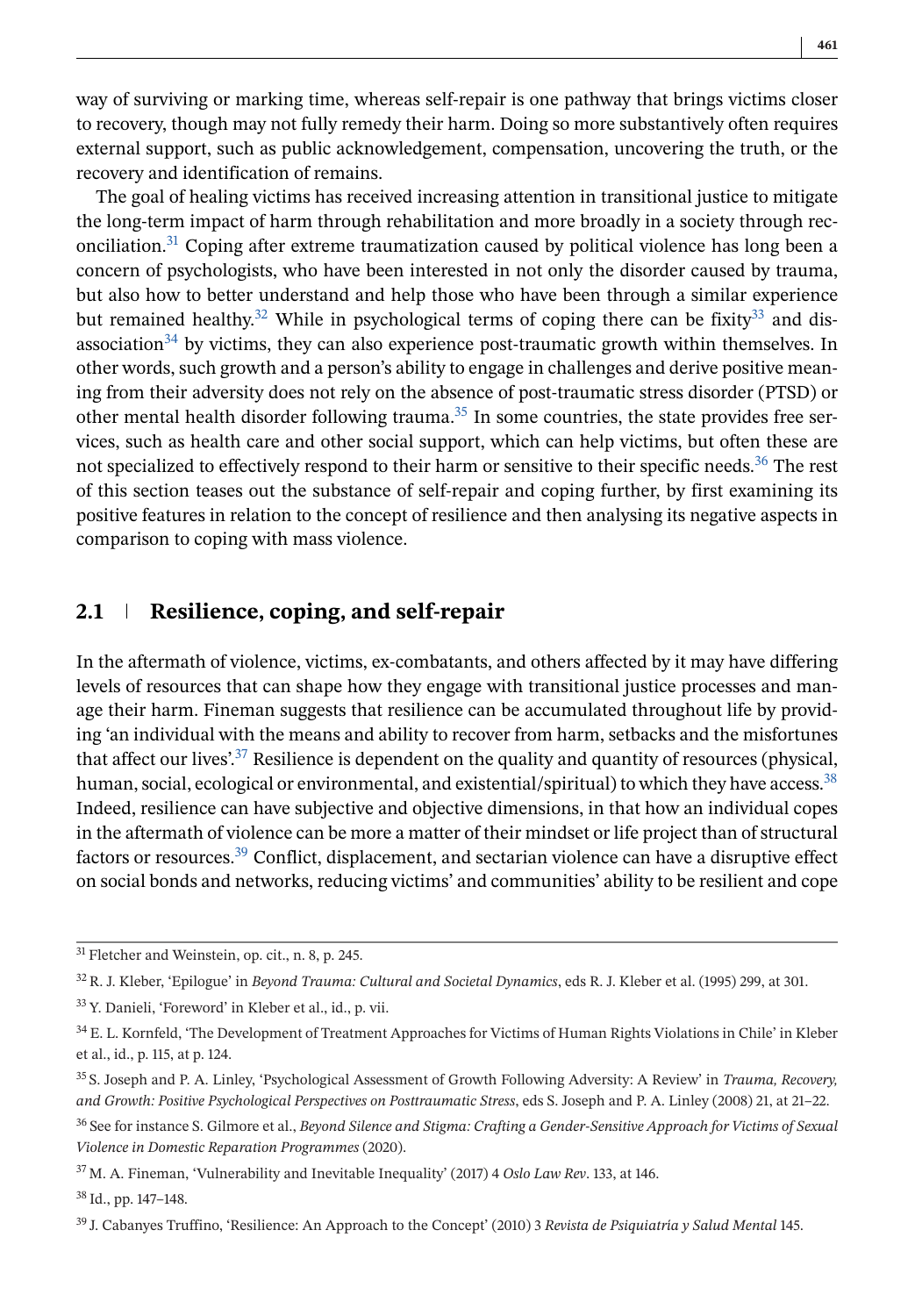way of surviving or marking time, whereas self-repair is one pathway that brings victims closer to recovery, though may not fully remedy their harm. Doing so more substantively often requires external support, such as public acknowledgement, compensation, uncovering the truth, or the recovery and identification of remains.

The goal of healing victims has received increasing attention in transitional justice to mitigate the long-term impact of harm through rehabilitation and more broadly in a society through reconciliation.[31] Coping after extreme traumatization caused by political violence has long been a concern of psychologists, who have been interested in not only the disorder caused by trauma, but also how to better understand and help those who have been through a similar experience but remained healthy.[32] While in psychological terms of coping there can be fixity[33] and dis-association[34] by victims, they can also experience post-traumatic growth within themselves. In other words, such growth and a person's ability to engage in challenges and derive positive meaning from their adversity does not rely on the absence of post-traumatic stress disorder (PTSD) or other mental health disorder following trauma.[35] In some countries, the state provides free services, such as health care and other social support, which can help victims, but often these are not specialized to effectively respond to their harm or sensitive to their specific needs.[36] The rest of this section teases out the substance of self-repair and coping further, by first examining its positive features in relation to the concept of resilience and then analysing its negative aspects in comparison to coping with mass violence.

## 2.1 Resilience, coping, and self-repair

In the aftermath of violence, victims, ex-combatants, and others affected by it may have differing levels of resources that can shape how they engage with transitional justice processes and manage their harm. Fineman suggests that resilience can be accumulated throughout life by providing 'an individual with the means and ability to recover from harm, setbacks and the misfortunes that affect our lives'.[37] Resilience is dependent on the quality and quantity of resources (physical, human, social, ecological or environmental, and existential/spiritual) to which they have access.[38] Indeed, resilience can have subjective and objective dimensions, in that how an individual copes in the aftermath of violence can be more a matter of their mindset or life project than of structural factors or resources.[39] Conflict, displacement, and sectarian violence can have a disruptive effect on social bonds and networks, reducing victims' and communities' ability to be resilient and cope

---

[31] Fletcher and Weinstein, op. cit., n. 8, p. 245.

[32] R. J. Kleber, 'Epilogue' in *Beyond Trauma: Cultural and Societal Dynamics*, eds R. J. Kleber et al. (1995) 299, at 301.

[33] Y. Danieli, 'Foreword' in Kleber et al., id., p. vii.

[34] E. L. Kornfeld, 'The Development of Treatment Approaches for Victims of Human Rights Violations in Chile' in Kleber et al., id., p. 115, at p. 124.

[35] S. Joseph and P. A. Linley, 'Psychological Assessment of Growth Following Adversity: A Review' in *Trauma, Recovery, and Growth: Positive Psychological Perspectives on Posttraumatic Stress*, eds S. Joseph and P. A. Linley (2008) 21, at 21–22.

[36] See for instance S. Gilmore et al., *Beyond Silence and Stigma: Crafting a Gender-Sensitive Approach for Victims of Sexual Violence in Domestic Reparation Programmes* (2020).

[37] M. A. Fineman, 'Vulnerability and Inevitable Inequality' (2017) 4 *Oslo Law Rev*. 133, at 146.

[38] Id., pp. 147–148.

[39] J. Cabanyes Truffino, 'Resilience: An Approach to the Concept' (2010) 3 *Revista de Psiquiatría y Salud Mental* 145.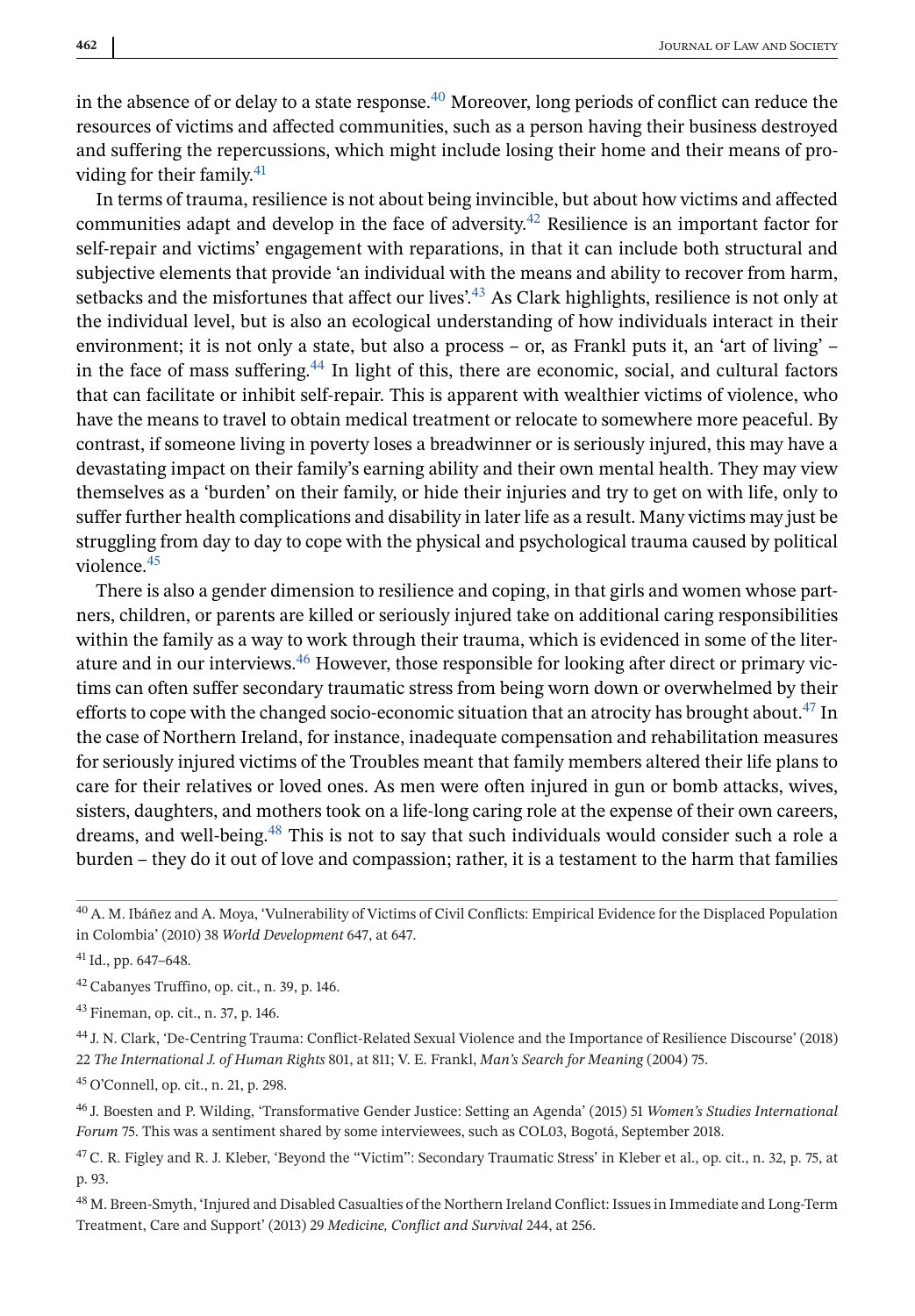in the absence of or delay to a state response.[40] Moreover, long periods of conflict can reduce the resources of victims and affected communities, such as a person having their business destroyed and suffering the repercussions, which might include losing their home and their means of providing for their family.[41]

In terms of trauma, resilience is not about being invincible, but about how victims and affected communities adapt and develop in the face of adversity.[42] Resilience is an important factor for self-repair and victims' engagement with reparations, in that it can include both structural and subjective elements that provide 'an individual with the means and ability to recover from harm, setbacks and the misfortunes that affect our lives'.[43] As Clark highlights, resilience is not only at the individual level, but is also an ecological understanding of how individuals interact in their environment; it is not only a state, but also a process – or, as Frankl puts it, an 'art of living' – in the face of mass suffering.[44] In light of this, there are economic, social, and cultural factors that can facilitate or inhibit self-repair. This is apparent with wealthier victims of violence, who have the means to travel to obtain medical treatment or relocate to somewhere more peaceful. By contrast, if someone living in poverty loses a breadwinner or is seriously injured, this may have a devastating impact on their family's earning ability and their own mental health. They may view themselves as a 'burden' on their family, or hide their injuries and try to get on with life, only to suffer further health complications and disability in later life as a result. Many victims may just be struggling from day to day to cope with the physical and psychological trauma caused by political violence.[45]

There is also a gender dimension to resilience and coping, in that girls and women whose partners, children, or parents are killed or seriously injured take on additional caring responsibilities within the family as a way to work through their trauma, which is evidenced in some of the literature and in our interviews.[46] However, those responsible for looking after direct or primary victims can often suffer secondary traumatic stress from being worn down or overwhelmed by their efforts to cope with the changed socio-economic situation that an atrocity has brought about.[47] In the case of Northern Ireland, for instance, inadequate compensation and rehabilitation measures for seriously injured victims of the Troubles meant that family members altered their life plans to care for their relatives or loved ones. As men were often injured in gun or bomb attacks, wives, sisters, daughters, and mothers took on a life-long caring role at the expense of their own careers, dreams, and well-being.[48] This is not to say that such individuals would consider such a role a burden – they do it out of love and compassion; rather, it is a testament to the harm that families

[40] A. M. Ibáñez and A. Moya, 'Vulnerability of Victims of Civil Conflicts: Empirical Evidence for the Displaced Population in Colombia' (2010) 38 *World Development* 647, at 647.

[41] Id., pp. 647–648.

[42] Cabanyes Truffino, op. cit., n. 39, p. 146.

[43] Fineman, op. cit., n. 37, p. 146.

[44] J. N. Clark, 'De-Centring Trauma: Conflict-Related Sexual Violence and the Importance of Resilience Discourse' (2018) 22 *The International J. of Human Rights* 801, at 811; V. E. Frankl, *Man's Search for Meaning* (2004) 75.

[45] O'Connell, op. cit., n. 21, p. 298.

[46] J. Boesten and P. Wilding, 'Transformative Gender Justice: Setting an Agenda' (2015) 51 *Women's Studies International Forum* 75. This was a sentiment shared by some interviewees, such as COL03, Bogotá, September 2018.

[47] C. R. Figley and R. J. Kleber, 'Beyond the "Victim": Secondary Traumatic Stress' in Kleber et al., op. cit., n. 32, p. 75, at p. 93.

[48] M. Breen-Smyth, 'Injured and Disabled Casualties of the Northern Ireland Conflict: Issues in Immediate and Long-Term Treatment, Care and Support' (2013) 29 *Medicine, Conflict and Survival* 244, at 256.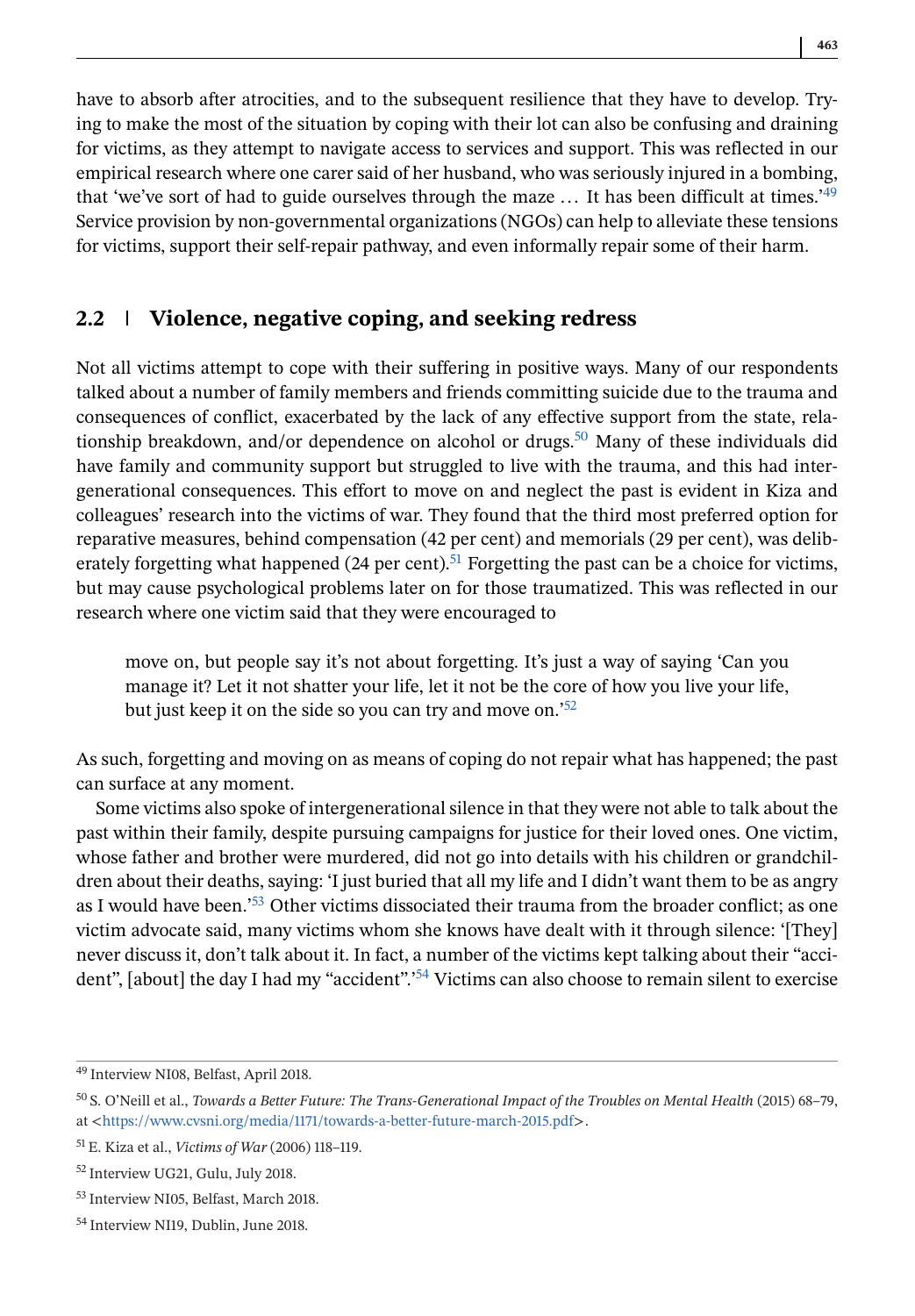have to absorb after atrocities, and to the subsequent resilience that they have to develop. Trying to make the most of the situation by coping with their lot can also be confusing and draining for victims, as they attempt to navigate access to services and support. This was reflected in our empirical research where one carer said of her husband, who was seriously injured in a bombing, that 'we've sort of had to guide ourselves through the maze … It has been difficult at times.'[49] Service provision by non-governmental organizations (NGOs) can help to alleviate these tensions for victims, support their self-repair pathway, and even informally repair some of their harm.

## 2.2 | Violence, negative coping, and seeking redress

Not all victims attempt to cope with their suffering in positive ways. Many of our respondents talked about a number of family members and friends committing suicide due to the trauma and consequences of conflict, exacerbated by the lack of any effective support from the state, relationship breakdown, and/or dependence on alcohol or drugs.[50] Many of these individuals did have family and community support but struggled to live with the trauma, and this had intergenerational consequences. This effort to move on and neglect the past is evident in Kiza and colleagues' research into the victims of war. They found that the third most preferred option for reparative measures, behind compensation (42 per cent) and memorials (29 per cent), was deliberately forgetting what happened (24 per cent).[51] Forgetting the past can be a choice for victims, but may cause psychological problems later on for those traumatized. This was reflected in our research where one victim said that they were encouraged to

> move on, but people say it's not about forgetting. It's just a way of saying 'Can you manage it? Let it not shatter your life, let it not be the core of how you live your life, but just keep it on the side so you can try and move on.'[52]

As such, forgetting and moving on as means of coping do not repair what has happened; the past can surface at any moment.

Some victims also spoke of intergenerational silence in that they were not able to talk about the past within their family, despite pursuing campaigns for justice for their loved ones. One victim, whose father and brother were murdered, did not go into details with his children or grandchildren about their deaths, saying: 'I just buried that all my life and I didn't want them to be as angry as I would have been.'[53] Other victims dissociated their trauma from the broader conflict; as one victim advocate said, many victims whom she knows have dealt with it through silence: '[They] never discuss it, don't talk about it. In fact, a number of the victims kept talking about their "accident", [about] the day I had my "accident".'[54] Victims can also choose to remain silent to exercise

---

[49] Interview NI08, Belfast, April 2018.

[50] S. O'Neill et al., *Towards a Better Future: The Trans-Generational Impact of the Troubles on Mental Health* (2015) 68–79, at <https://www.cvsni.org/media/1171/towards-a-better-future-march-2015.pdf>.

[51] E. Kiza et al., *Victims of War* (2006) 118–119.

[52] Interview UG21, Gulu, July 2018.

[53] Interview NI05, Belfast, March 2018.

[54] Interview NI19, Dublin, June 2018.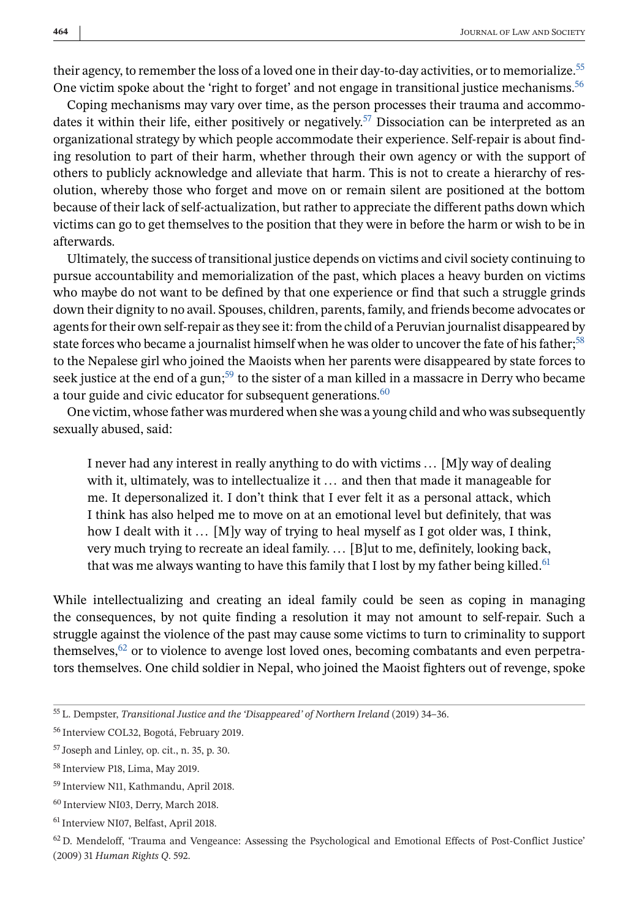their agency, to remember the loss of a loved one in their day-to-day activities, or to memorialize.[55] One victim spoke about the 'right to forget' and not engage in transitional justice mechanisms.[56]

Coping mechanisms may vary over time, as the person processes their trauma and accommodates it within their life, either positively or negatively.[57] Dissociation can be interpreted as an organizational strategy by which people accommodate their experience. Self-repair is about finding resolution to part of their harm, whether through their own agency or with the support of others to publicly acknowledge and alleviate that harm. This is not to create a hierarchy of resolution, whereby those who forget and move on or remain silent are positioned at the bottom because of their lack of self-actualization, but rather to appreciate the different paths down which victims can go to get themselves to the position that they were in before the harm or wish to be in afterwards.

Ultimately, the success of transitional justice depends on victims and civil society continuing to pursue accountability and memorialization of the past, which places a heavy burden on victims who maybe do not want to be defined by that one experience or find that such a struggle grinds down their dignity to no avail. Spouses, children, parents, family, and friends become advocates or agents for their own self-repair as they see it: from the child of a Peruvian journalist disappeared by state forces who became a journalist himself when he was older to uncover the fate of his father;[58] to the Nepalese girl who joined the Maoists when her parents were disappeared by state forces to seek justice at the end of a gun;[59] to the sister of a man killed in a massacre in Derry who became a tour guide and civic educator for subsequent generations.[60]

One victim, whose father was murdered when she was a young child and who was subsequently sexually abused, said:

> I never had any interest in really anything to do with victims … [M]y way of dealing with it, ultimately, was to intellectualize it … and then that made it manageable for me. It depersonalized it. I don't think that I ever felt it as a personal attack, which I think has also helped me to move on at an emotional level but definitely, that was how I dealt with it … [M]y way of trying to heal myself as I got older was, I think, very much trying to recreate an ideal family. … [B]ut to me, definitely, looking back, that was me always wanting to have this family that I lost by my father being killed.[61]

While intellectualizing and creating an ideal family could be seen as coping in managing the consequences, by not quite finding a resolution it may not amount to self-repair. Such a struggle against the violence of the past may cause some victims to turn to criminality to support themselves,[62] or to violence to avenge lost loved ones, becoming combatants and even perpetrators themselves. One child soldier in Nepal, who joined the Maoist fighters out of revenge, spoke

---

[55] L. Dempster, *Transitional Justice and the 'Disappeared' of Northern Ireland* (2019) 34–36.

[56] Interview COL32, Bogotá, February 2019.

[57] Joseph and Linley, op. cit., n. 35, p. 30.

[58] Interview P18, Lima, May 2019.

[59] Interview N11, Kathmandu, April 2018.

[60] Interview NI03, Derry, March 2018.

[61] Interview NI07, Belfast, April 2018.

[62] D. Mendeloff, 'Trauma and Vengeance: Assessing the Psychological and Emotional Effects of Post-Conflict Justice' (2009) 31 *Human Rights Q*. 592.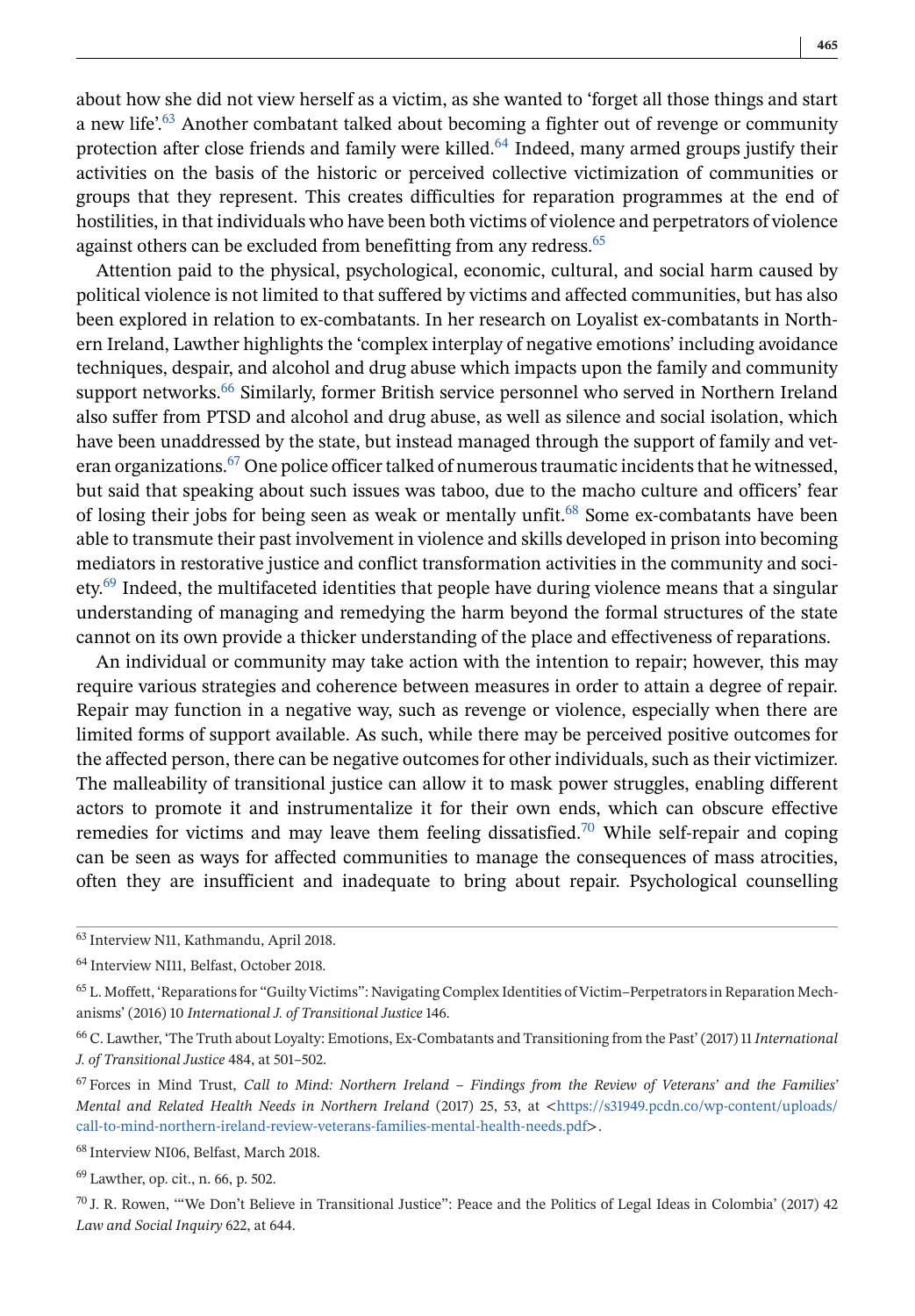about how she did not view herself as a victim, as she wanted to 'forget all those things and start a new life'.[63] Another combatant talked about becoming a fighter out of revenge or community protection after close friends and family were killed.[64] Indeed, many armed groups justify their activities on the basis of the historic or perceived collective victimization of communities or groups that they represent. This creates difficulties for reparation programmes at the end of hostilities, in that individuals who have been both victims of violence and perpetrators of violence against others can be excluded from benefitting from any redress.[65]

Attention paid to the physical, psychological, economic, cultural, and social harm caused by political violence is not limited to that suffered by victims and affected communities, but has also been explored in relation to ex-combatants. In her research on Loyalist ex-combatants in Northern Ireland, Lawther highlights the 'complex interplay of negative emotions' including avoidance techniques, despair, and alcohol and drug abuse which impacts upon the family and community support networks.[66] Similarly, former British service personnel who served in Northern Ireland also suffer from PTSD and alcohol and drug abuse, as well as silence and social isolation, which have been unaddressed by the state, but instead managed through the support of family and veteran organizations.[67] One police officer talked of numerous traumatic incidents that he witnessed, but said that speaking about such issues was taboo, due to the macho culture and officers' fear of losing their jobs for being seen as weak or mentally unfit.[68] Some ex-combatants have been able to transmute their past involvement in violence and skills developed in prison into becoming mediators in restorative justice and conflict transformation activities in the community and society.[69] Indeed, the multifaceted identities that people have during violence means that a singular understanding of managing and remedying the harm beyond the formal structures of the state cannot on its own provide a thicker understanding of the place and effectiveness of reparations.

An individual or community may take action with the intention to repair; however, this may require various strategies and coherence between measures in order to attain a degree of repair. Repair may function in a negative way, such as revenge or violence, especially when there are limited forms of support available. As such, while there may be perceived positive outcomes for the affected person, there can be negative outcomes for other individuals, such as their victimizer. The malleability of transitional justice can allow it to mask power struggles, enabling different actors to promote it and instrumentalize it for their own ends, which can obscure effective remedies for victims and may leave them feeling dissatisfied.[70] While self-repair and coping can be seen as ways for affected communities to manage the consequences of mass atrocities, often they are insufficient and inadequate to bring about repair. Psychological counselling

---

[63] Interview N11, Kathmandu, April 2018.

[64] Interview NI11, Belfast, October 2018.

[65] L. Moffett, 'Reparations for "Guilty Victims": Navigating Complex Identities of Victim–Perpetrators in Reparation Mechanisms' (2016) 10 *International J. of Transitional Justice* 146.

[66] C. Lawther, 'The Truth about Loyalty: Emotions, Ex-Combatants and Transitioning from the Past' (2017) 11 *International J. of Transitional Justice* 484, at 501–502.

[67] Forces in Mind Trust, *Call to Mind: Northern Ireland – Findings from the Review of Veterans' and the Families' Mental and Related Health Needs in Northern Ireland* (2017) 25, 53, at <https://s31949.pcdn.co/wp-content/uploads/call-to-mind-northern-ireland-review-veterans-families-mental-health-needs.pdf>.

[68] Interview NI06, Belfast, March 2018.

[69] Lawther, op. cit., n. 66, p. 502.

[70] J. R. Rowen, '"We Don't Believe in Transitional Justice": Peace and the Politics of Legal Ideas in Colombia' (2017) 42 *Law and Social Inquiry* 622, at 644.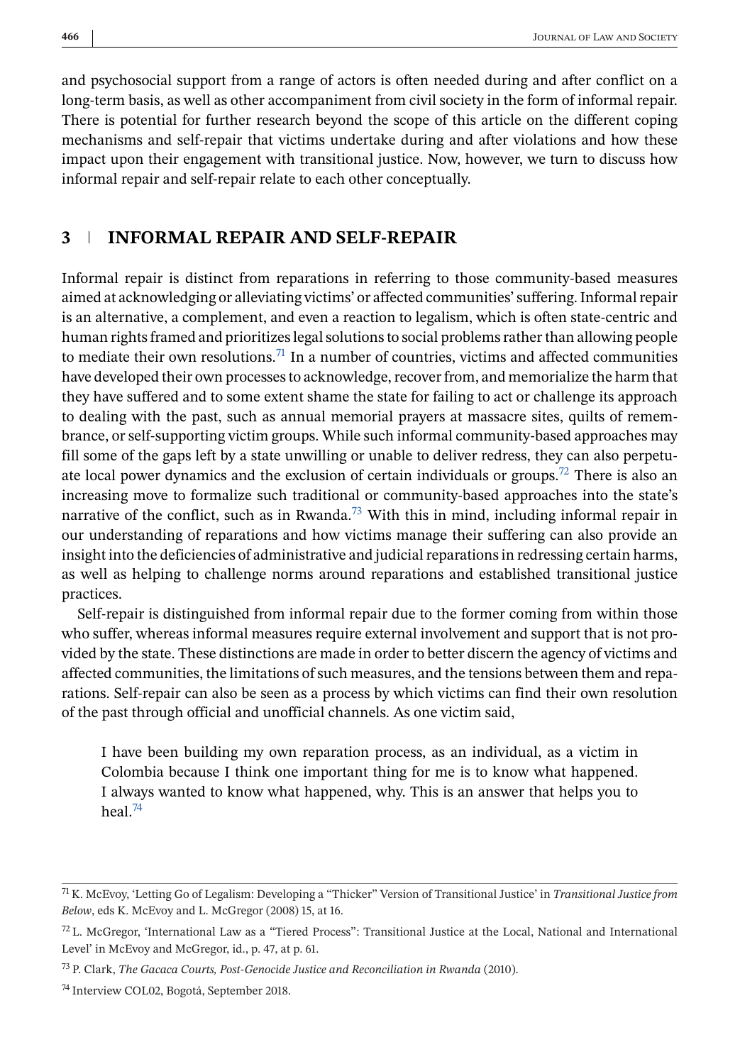and psychosocial support from a range of actors is often needed during and after conflict on a long-term basis, as well as other accompaniment from civil society in the form of informal repair. There is potential for further research beyond the scope of this article on the different coping mechanisms and self-repair that victims undertake during and after violations and how these impact upon their engagement with transitional justice. Now, however, we turn to discuss how informal repair and self-repair relate to each other conceptually.

## 3 INFORMAL REPAIR AND SELF-REPAIR

Informal repair is distinct from reparations in referring to those community-based measures aimed at acknowledging or alleviating victims' or affected communities' suffering. Informal repair is an alternative, a complement, and even a reaction to legalism, which is often state-centric and human rights framed and prioritizes legal solutions to social problems rather than allowing people to mediate their own resolutions.[71] In a number of countries, victims and affected communities have developed their own processes to acknowledge, recover from, and memorialize the harm that they have suffered and to some extent shame the state for failing to act or challenge its approach to dealing with the past, such as annual memorial prayers at massacre sites, quilts of remembrance, or self-supporting victim groups. While such informal community-based approaches may fill some of the gaps left by a state unwilling or unable to deliver redress, they can also perpetuate local power dynamics and the exclusion of certain individuals or groups.[72] There is also an increasing move to formalize such traditional or community-based approaches into the state's narrative of the conflict, such as in Rwanda.[73] With this in mind, including informal repair in our understanding of reparations and how victims manage their suffering can also provide an insight into the deficiencies of administrative and judicial reparations in redressing certain harms, as well as helping to challenge norms around reparations and established transitional justice practices.

Self-repair is distinguished from informal repair due to the former coming from within those who suffer, whereas informal measures require external involvement and support that is not provided by the state. These distinctions are made in order to better discern the agency of victims and affected communities, the limitations of such measures, and the tensions between them and reparations. Self-repair can also be seen as a process by which victims can find their own resolution of the past through official and unofficial channels. As one victim said,

> I have been building my own reparation process, as an individual, as a victim in Colombia because I think one important thing for me is to know what happened. I always wanted to know what happened, why. This is an answer that helps you to heal.[74]

---

[71] K. McEvoy, 'Letting Go of Legalism: Developing a "Thicker" Version of Transitional Justice' in *Transitional Justice from Below*, eds K. McEvoy and L. McGregor (2008) 15, at 16.

[72] L. McGregor, 'International Law as a "Tiered Process": Transitional Justice at the Local, National and International Level' in McEvoy and McGregor, id., p. 47, at p. 61.

[73] P. Clark, *The Gacaca Courts, Post-Genocide Justice and Reconciliation in Rwanda* (2010).

[74] Interview COL02, Bogotá, September 2018.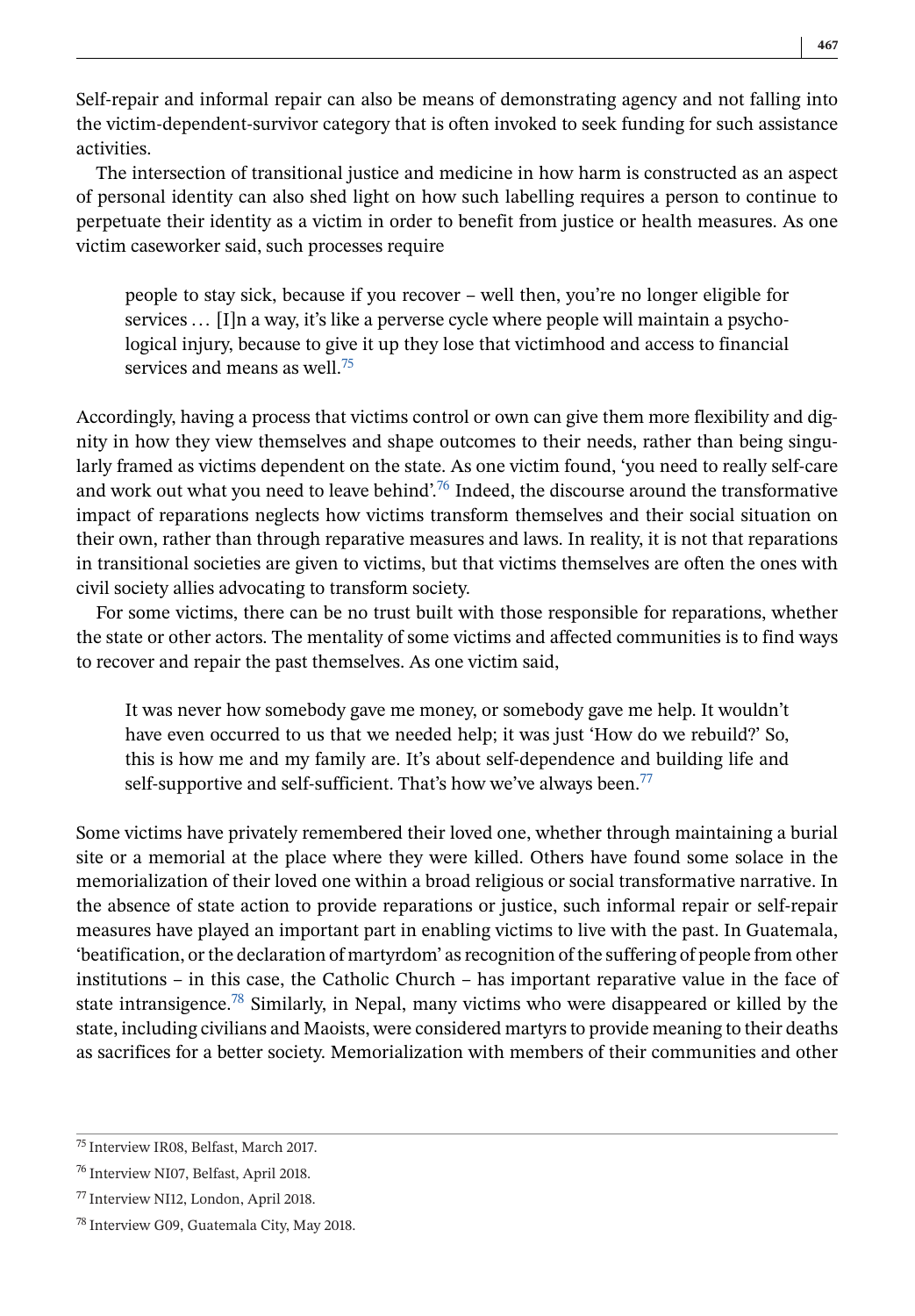Self-repair and informal repair can also be means of demonstrating agency and not falling into the victim-dependent-survivor category that is often invoked to seek funding for such assistance activities.

The intersection of transitional justice and medicine in how harm is constructed as an aspect of personal identity can also shed light on how such labelling requires a person to continue to perpetuate their identity as a victim in order to benefit from justice or health measures. As one victim caseworker said, such processes require

> people to stay sick, because if you recover – well then, you're no longer eligible for services … [I]n a way, it's like a perverse cycle where people will maintain a psychological injury, because to give it up they lose that victimhood and access to financial services and means as well.[75]

Accordingly, having a process that victims control or own can give them more flexibility and dignity in how they view themselves and shape outcomes to their needs, rather than being singularly framed as victims dependent on the state. As one victim found, 'you need to really self-care and work out what you need to leave behind'.[76] Indeed, the discourse around the transformative impact of reparations neglects how victims transform themselves and their social situation on their own, rather than through reparative measures and laws. In reality, it is not that reparations in transitional societies are given to victims, but that victims themselves are often the ones with civil society allies advocating to transform society.

For some victims, there can be no trust built with those responsible for reparations, whether the state or other actors. The mentality of some victims and affected communities is to find ways to recover and repair the past themselves. As one victim said,

> It was never how somebody gave me money, or somebody gave me help. It wouldn't have even occurred to us that we needed help; it was just 'How do we rebuild?' So, this is how me and my family are. It's about self-dependence and building life and self-supportive and self-sufficient. That's how we've always been.[77]

Some victims have privately remembered their loved one, whether through maintaining a burial site or a memorial at the place where they were killed. Others have found some solace in the memorialization of their loved one within a broad religious or social transformative narrative. In the absence of state action to provide reparations or justice, such informal repair or self-repair measures have played an important part in enabling victims to live with the past. In Guatemala, 'beatification, or the declaration of martyrdom' as recognition of the suffering of people from other institutions – in this case, the Catholic Church – has important reparative value in the face of state intransigence.[78] Similarly, in Nepal, many victims who were disappeared or killed by the state, including civilians and Maoists, were considered martyrs to provide meaning to their deaths as sacrifices for a better society. Memorialization with members of their communities and other

[75] Interview IR08, Belfast, March 2017.

[76] Interview NI07, Belfast, April 2018.

[77] Interview NI12, London, April 2018.

[78] Interview G09, Guatemala City, May 2018.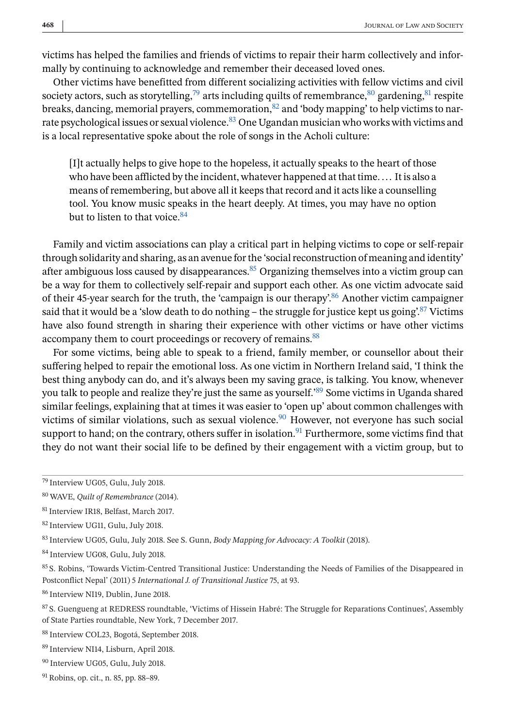victims has helped the families and friends of victims to repair their harm collectively and informally by continuing to acknowledge and remember their deceased loved ones.

Other victims have benefitted from different socializing activities with fellow victims and civil society actors, such as storytelling,[79] arts including quilts of remembrance,[80] gardening,[81] respite breaks, dancing, memorial prayers, commemoration,[82] and 'body mapping' to help victims to narrate psychological issues or sexual violence.[83] One Ugandan musician who works with victims and is a local representative spoke about the role of songs in the Acholi culture:

> [I]t actually helps to give hope to the hopeless, it actually speaks to the heart of those who have been afflicted by the incident, whatever happened at that time. … It is also a means of remembering, but above all it keeps that record and it acts like a counselling tool. You know music speaks in the heart deeply. At times, you may have no option but to listen to that voice.[84]

Family and victim associations can play a critical part in helping victims to cope or self-repair through solidarity and sharing, as an avenue for the 'social reconstruction of meaning and identity' after ambiguous loss caused by disappearances.[85] Organizing themselves into a victim group can be a way for them to collectively self-repair and support each other. As one victim advocate said of their 45-year search for the truth, the 'campaign is our therapy'.[86] Another victim campaigner said that it would be a 'slow death to do nothing – the struggle for justice kept us going'.[87] Victims have also found strength in sharing their experience with other victims or have other victims accompany them to court proceedings or recovery of remains.[88]

For some victims, being able to speak to a friend, family member, or counsellor about their suffering helped to repair the emotional loss. As one victim in Northern Ireland said, 'I think the best thing anybody can do, and it's always been my saving grace, is talking. You know, whenever you talk to people and realize they're just the same as yourself.'[89] Some victims in Uganda shared similar feelings, explaining that at times it was easier to 'open up' about common challenges with victims of similar violations, such as sexual violence.[90] However, not everyone has such social support to hand; on the contrary, others suffer in isolation.[91] Furthermore, some victims find that they do not want their social life to be defined by their engagement with a victim group, but to

---

[79] Interview UG05, Gulu, July 2018.

[80] WAVE, *Quilt of Remembrance* (2014).

[81] Interview IR18, Belfast, March 2017.

[82] Interview UG11, Gulu, July 2018.

[83] Interview UG05, Gulu, July 2018. See S. Gunn, *Body Mapping for Advocacy: A Toolkit* (2018).

[84] Interview UG08, Gulu, July 2018.

[85] S. Robins, 'Towards Victim-Centred Transitional Justice: Understanding the Needs of Families of the Disappeared in Postconflict Nepal' (2011) 5 *International J. of Transitional Justice* 75, at 93.

[86] Interview NI19, Dublin, June 2018.

[87] S. Guengueng at REDRESS roundtable, 'Victims of Hissein Habré: The Struggle for Reparations Continues', Assembly of State Parties roundtable, New York, 7 December 2017.

[88] Interview COL23, Bogotá, September 2018.

[89] Interview NI14, Lisburn, April 2018.

[90] Interview UG05, Gulu, July 2018.

[91] Robins, op. cit., n. 85, pp. 88–89.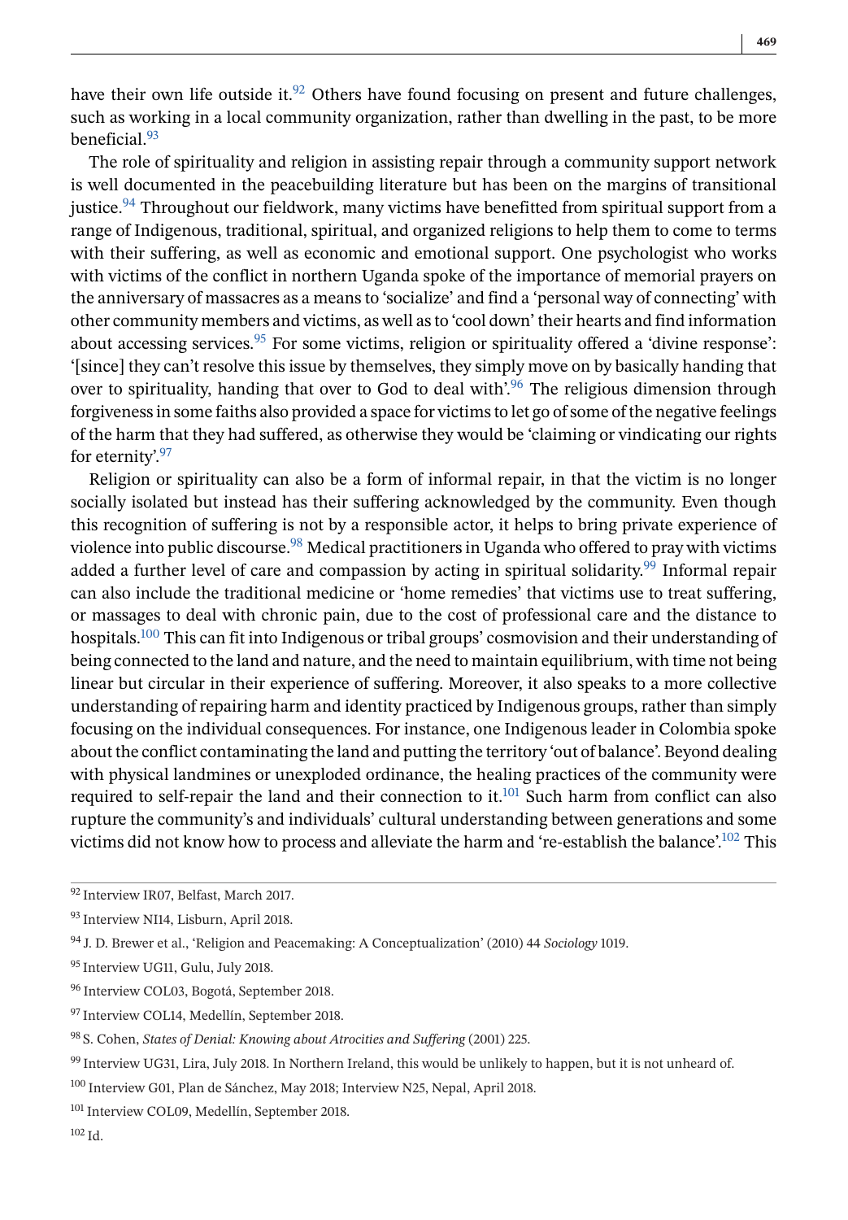have their own life outside it.[92] Others have found focusing on present and future challenges, such as working in a local community organization, rather than dwelling in the past, to be more beneficial.[93]

The role of spirituality and religion in assisting repair through a community support network is well documented in the peacebuilding literature but has been on the margins of transitional justice.[94] Throughout our fieldwork, many victims have benefitted from spiritual support from a range of Indigenous, traditional, spiritual, and organized religions to help them to come to terms with their suffering, as well as economic and emotional support. One psychologist who works with victims of the conflict in northern Uganda spoke of the importance of memorial prayers on the anniversary of massacres as a means to 'socialize' and find a 'personal way of connecting' with other community members and victims, as well as to 'cool down' their hearts and find information about accessing services.[95] For some victims, religion or spirituality offered a 'divine response': '[since] they can't resolve this issue by themselves, they simply move on by basically handing that over to spirituality, handing that over to God to deal with'.[96] The religious dimension through forgiveness in some faiths also provided a space for victims to let go of some of the negative feelings of the harm that they had suffered, as otherwise they would be 'claiming or vindicating our rights for eternity'.[97]

Religion or spirituality can also be a form of informal repair, in that the victim is no longer socially isolated but instead has their suffering acknowledged by the community. Even though this recognition of suffering is not by a responsible actor, it helps to bring private experience of violence into public discourse.[98] Medical practitioners in Uganda who offered to pray with victims added a further level of care and compassion by acting in spiritual solidarity.[99] Informal repair can also include the traditional medicine or 'home remedies' that victims use to treat suffering, or massages to deal with chronic pain, due to the cost of professional care and the distance to hospitals.[100] This can fit into Indigenous or tribal groups' cosmovision and their understanding of being connected to the land and nature, and the need to maintain equilibrium, with time not being linear but circular in their experience of suffering. Moreover, it also speaks to a more collective understanding of repairing harm and identity practiced by Indigenous groups, rather than simply focusing on the individual consequences. For instance, one Indigenous leader in Colombia spoke about the conflict contaminating the land and putting the territory 'out of balance'. Beyond dealing with physical landmines or unexploded ordinance, the healing practices of the community were required to self-repair the land and their connection to it.[101] Such harm from conflict can also rupture the community's and individuals' cultural understanding between generations and some victims did not know how to process and alleviate the harm and 're-establish the balance'.[102] This

---

[92] Interview IR07, Belfast, March 2017.

[93] Interview NI14, Lisburn, April 2018.

[94] J. D. Brewer et al., 'Religion and Peacemaking: A Conceptualization' (2010) 44 *Sociology* 1019.

[95] Interview UG11, Gulu, July 2018.

[96] Interview COL03, Bogotá, September 2018.

[97] Interview COL14, Medellín, September 2018.

[98] S. Cohen, *States of Denial: Knowing about Atrocities and Suffering* (2001) 225.

[99] Interview UG31, Lira, July 2018. In Northern Ireland, this would be unlikely to happen, but it is not unheard of.

[100] Interview G01, Plan de Sánchez, May 2018; Interview N25, Nepal, April 2018.

[101] Interview COL09, Medellín, September 2018.

[102] Id.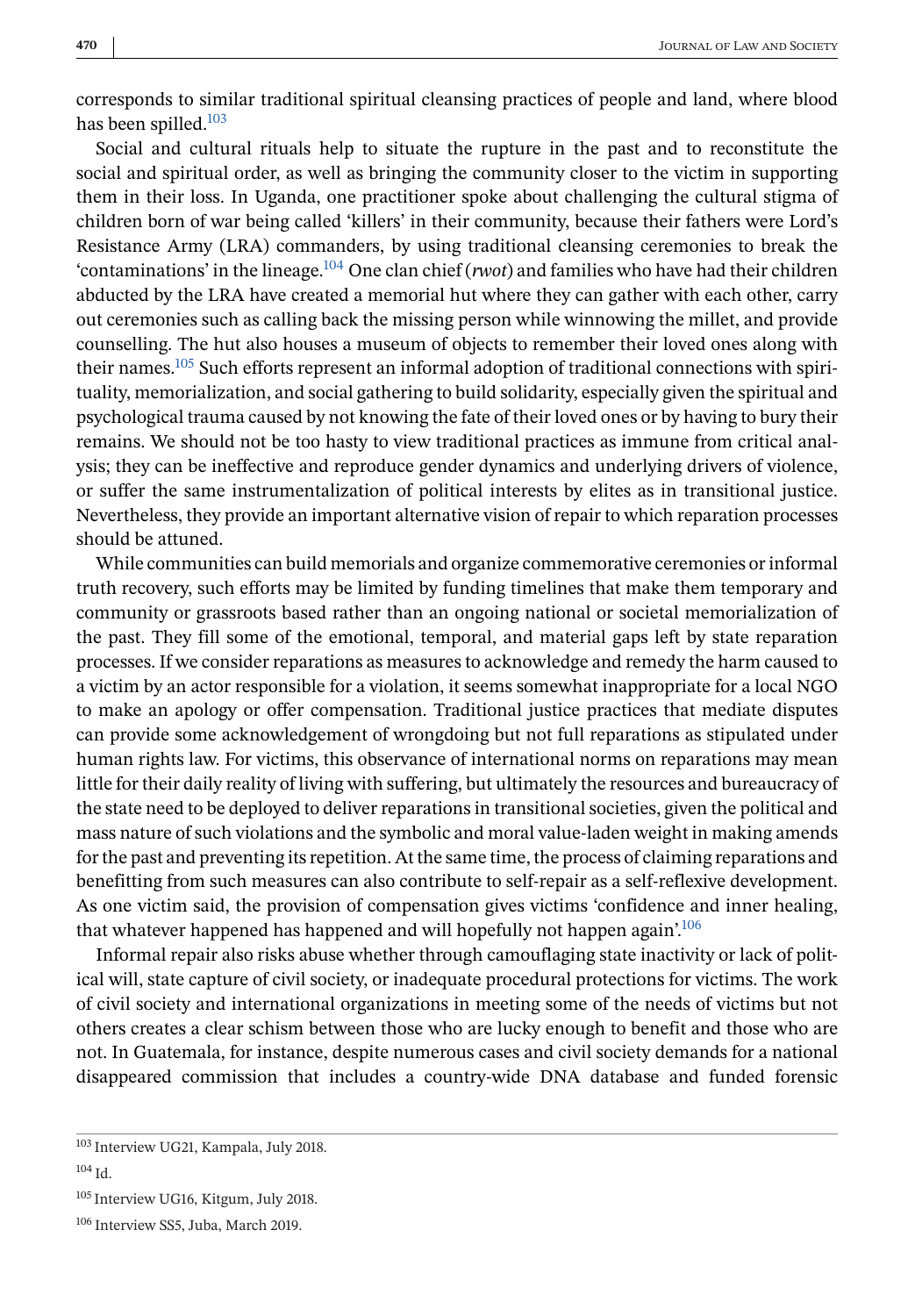corresponds to similar traditional spiritual cleansing practices of people and land, where blood has been spilled.[103]

Social and cultural rituals help to situate the rupture in the past and to reconstitute the social and spiritual order, as well as bringing the community closer to the victim in supporting them in their loss. In Uganda, one practitioner spoke about challenging the cultural stigma of children born of war being called 'killers' in their community, because their fathers were Lord's Resistance Army (LRA) commanders, by using traditional cleansing ceremonies to break the 'contaminations' in the lineage.[104] One clan chief (*rwot*) and families who have had their children abducted by the LRA have created a memorial hut where they can gather with each other, carry out ceremonies such as calling back the missing person while winnowing the millet, and provide counselling. The hut also houses a museum of objects to remember their loved ones along with their names.[105] Such efforts represent an informal adoption of traditional connections with spirituality, memorialization, and social gathering to build solidarity, especially given the spiritual and psychological trauma caused by not knowing the fate of their loved ones or by having to bury their remains. We should not be too hasty to view traditional practices as immune from critical analysis; they can be ineffective and reproduce gender dynamics and underlying drivers of violence, or suffer the same instrumentalization of political interests by elites as in transitional justice. Nevertheless, they provide an important alternative vision of repair to which reparation processes should be attuned.

While communities can build memorials and organize commemorative ceremonies or informal truth recovery, such efforts may be limited by funding timelines that make them temporary and community or grassroots based rather than an ongoing national or societal memorialization of the past. They fill some of the emotional, temporal, and material gaps left by state reparation processes. If we consider reparations as measures to acknowledge and remedy the harm caused to a victim by an actor responsible for a violation, it seems somewhat inappropriate for a local NGO to make an apology or offer compensation. Traditional justice practices that mediate disputes can provide some acknowledgement of wrongdoing but not full reparations as stipulated under human rights law. For victims, this observance of international norms on reparations may mean little for their daily reality of living with suffering, but ultimately the resources and bureaucracy of the state need to be deployed to deliver reparations in transitional societies, given the political and mass nature of such violations and the symbolic and moral value-laden weight in making amends for the past and preventing its repetition. At the same time, the process of claiming reparations and benefitting from such measures can also contribute to self-repair as a self-reflexive development. As one victim said, the provision of compensation gives victims 'confidence and inner healing, that whatever happened has happened and will hopefully not happen again'.[106]

Informal repair also risks abuse whether through camouflaging state inactivity or lack of political will, state capture of civil society, or inadequate procedural protections for victims. The work of civil society and international organizations in meeting some of the needs of victims but not others creates a clear schism between those who are lucky enough to benefit and those who are not. In Guatemala, for instance, despite numerous cases and civil society demands for a national disappeared commission that includes a country-wide DNA database and funded forensic

---

[103] Interview UG21, Kampala, July 2018.

[104] Id.

[105] Interview UG16, Kitgum, July 2018.

[106] Interview SS5, Juba, March 2019.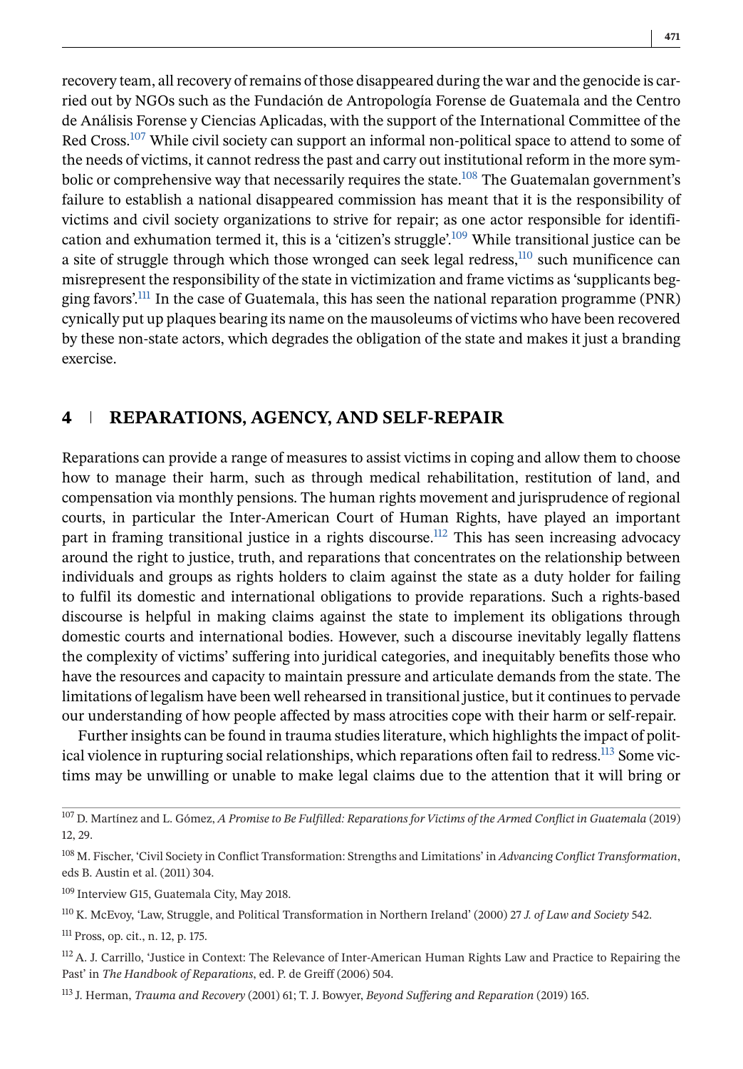recovery team, all recovery of remains of those disappeared during the war and the genocide is carried out by NGOs such as the Fundación de Antropología Forense de Guatemala and the Centro de Análisis Forense y Ciencias Aplicadas, with the support of the International Committee of the Red Cross.[107] While civil society can support an informal non-political space to attend to some of the needs of victims, it cannot redress the past and carry out institutional reform in the more symbolic or comprehensive way that necessarily requires the state.[108] The Guatemalan government's failure to establish a national disappeared commission has meant that it is the responsibility of victims and civil society organizations to strive for repair; as one actor responsible for identification and exhumation termed it, this is a 'citizen's struggle'.[109] While transitional justice can be a site of struggle through which those wronged can seek legal redress,[110] such munificence can misrepresent the responsibility of the state in victimization and frame victims as 'supplicants begging favors'.[111] In the case of Guatemala, this has seen the national reparation programme (PNR) cynically put up plaques bearing its name on the mausoleums of victims who have been recovered by these non-state actors, which degrades the obligation of the state and makes it just a branding exercise.

## 4 | REPARATIONS, AGENCY, AND SELF-REPAIR

Reparations can provide a range of measures to assist victims in coping and allow them to choose how to manage their harm, such as through medical rehabilitation, restitution of land, and compensation via monthly pensions. The human rights movement and jurisprudence of regional courts, in particular the Inter-American Court of Human Rights, have played an important part in framing transitional justice in a rights discourse.[112] This has seen increasing advocacy around the right to justice, truth, and reparations that concentrates on the relationship between individuals and groups as rights holders to claim against the state as a duty holder for failing to fulfil its domestic and international obligations to provide reparations. Such a rights-based discourse is helpful in making claims against the state to implement its obligations through domestic courts and international bodies. However, such a discourse inevitably legally flattens the complexity of victims' suffering into juridical categories, and inequitably benefits those who have the resources and capacity to maintain pressure and articulate demands from the state. The limitations of legalism have been well rehearsed in transitional justice, but it continues to pervade our understanding of how people affected by mass atrocities cope with their harm or self-repair.

Further insights can be found in trauma studies literature, which highlights the impact of political violence in rupturing social relationships, which reparations often fail to redress.[113] Some victims may be unwilling or unable to make legal claims due to the attention that it will bring or

---

[107] D. Martínez and L. Gómez, *A Promise to Be Fulfilled: Reparations for Victims of the Armed Conflict in Guatemala* (2019) 12, 29.

[108] M. Fischer, 'Civil Society in Conflict Transformation: Strengths and Limitations' in *Advancing Conflict Transformation*, eds B. Austin et al. (2011) 304.

[109] Interview G15, Guatemala City, May 2018.

[110] K. McEvoy, 'Law, Struggle, and Political Transformation in Northern Ireland' (2000) 27 *J. of Law and Society* 542.

[111] Pross, op. cit., n. 12, p. 175.

[112] A. J. Carrillo, 'Justice in Context: The Relevance of Inter-American Human Rights Law and Practice to Repairing the Past' in *The Handbook of Reparations*, ed. P. de Greiff (2006) 504.

[113] J. Herman, *Trauma and Recovery* (2001) 61; T. J. Bowyer, *Beyond Suffering and Reparation* (2019) 165.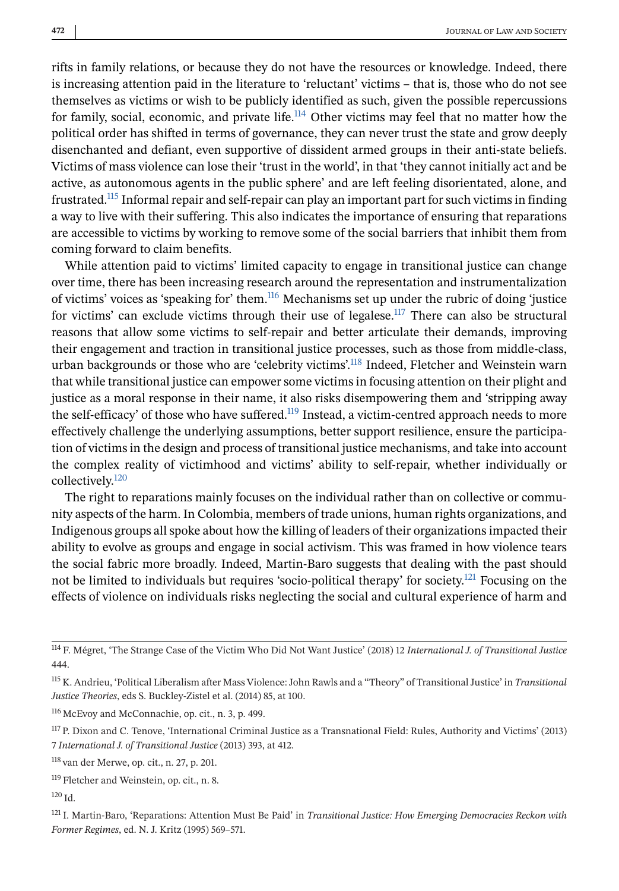rifts in family relations, or because they do not have the resources or knowledge. Indeed, there is increasing attention paid in the literature to 'reluctant' victims – that is, those who do not see themselves as victims or wish to be publicly identified as such, given the possible repercussions for family, social, economic, and private life.[114] Other victims may feel that no matter how the political order has shifted in terms of governance, they can never trust the state and grow deeply disenchanted and defiant, even supportive of dissident armed groups in their anti-state beliefs. Victims of mass violence can lose their 'trust in the world', in that 'they cannot initially act and be active, as autonomous agents in the public sphere' and are left feeling disorientated, alone, and frustrated.[115] Informal repair and self-repair can play an important part for such victims in finding a way to live with their suffering. This also indicates the importance of ensuring that reparations are accessible to victims by working to remove some of the social barriers that inhibit them from coming forward to claim benefits.

While attention paid to victims' limited capacity to engage in transitional justice can change over time, there has been increasing research around the representation and instrumentalization of victims' voices as 'speaking for' them.[116] Mechanisms set up under the rubric of doing 'justice for victims' can exclude victims through their use of legalese.[117] There can also be structural reasons that allow some victims to self-repair and better articulate their demands, improving their engagement and traction in transitional justice processes, such as those from middle-class, urban backgrounds or those who are 'celebrity victims'.[118] Indeed, Fletcher and Weinstein warn that while transitional justice can empower some victims in focusing attention on their plight and justice as a moral response in their name, it also risks disempowering them and 'stripping away the self-efficacy' of those who have suffered.[119] Instead, a victim-centred approach needs to more effectively challenge the underlying assumptions, better support resilience, ensure the participation of victims in the design and process of transitional justice mechanisms, and take into account the complex reality of victimhood and victims' ability to self-repair, whether individually or collectively.[120]

The right to reparations mainly focuses on the individual rather than on collective or community aspects of the harm. In Colombia, members of trade unions, human rights organizations, and Indigenous groups all spoke about how the killing of leaders of their organizations impacted their ability to evolve as groups and engage in social activism. This was framed in how violence tears the social fabric more broadly. Indeed, Martin-Baro suggests that dealing with the past should not be limited to individuals but requires 'socio-political therapy' for society.[121] Focusing on the effects of violence on individuals risks neglecting the social and cultural experience of harm and

---

[114] F. Mégret, 'The Strange Case of the Victim Who Did Not Want Justice' (2018) 12 *International J. of Transitional Justice* 444.

[115] K. Andrieu, 'Political Liberalism after Mass Violence: John Rawls and a "Theory" of Transitional Justice' in *Transitional Justice Theories*, eds S. Buckley-Zistel et al. (2014) 85, at 100.

[116] McEvoy and McConnachie, op. cit., n. 3, p. 499.

[117] P. Dixon and C. Tenove, 'International Criminal Justice as a Transnational Field: Rules, Authority and Victims' (2013) 7 *International J. of Transitional Justice* (2013) 393, at 412.

[118] van der Merwe, op. cit., n. 27, p. 201.

[119] Fletcher and Weinstein, op. cit., n. 8.

[120] Id.

[121] I. Martin-Baro, 'Reparations: Attention Must Be Paid' in *Transitional Justice: How Emerging Democracies Reckon with Former Regimes*, ed. N. J. Kritz (1995) 569–571.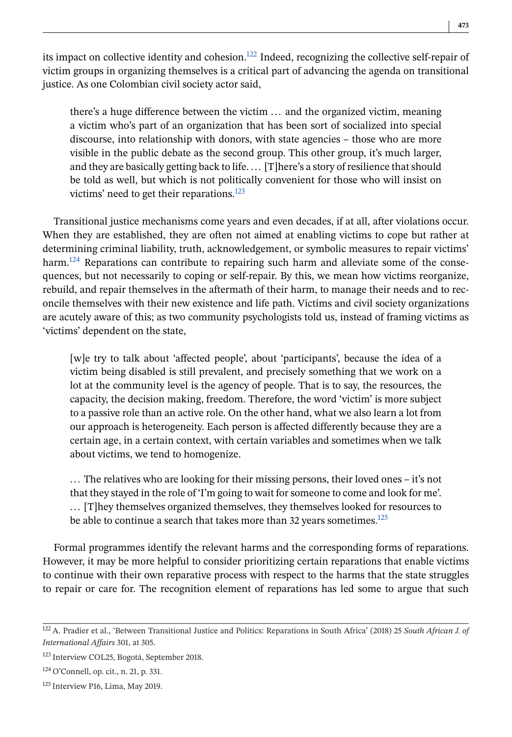its impact on collective identity and cohesion.[122] Indeed, recognizing the collective self-repair of victim groups in organizing themselves is a critical part of advancing the agenda on transitional justice. As one Colombian civil society actor said,

> there's a huge difference between the victim … and the organized victim, meaning a victim who's part of an organization that has been sort of socialized into special discourse, into relationship with donors, with state agencies – those who are more visible in the public debate as the second group. This other group, it's much larger, and they are basically getting back to life. … [T]here's a story of resilience that should be told as well, but which is not politically convenient for those who will insist on victims' need to get their reparations.[123]

Transitional justice mechanisms come years and even decades, if at all, after violations occur. When they are established, they are often not aimed at enabling victims to cope but rather at determining criminal liability, truth, acknowledgement, or symbolic measures to repair victims' harm.[124] Reparations can contribute to repairing such harm and alleviate some of the consequences, but not necessarily to coping or self-repair. By this, we mean how victims reorganize, rebuild, and repair themselves in the aftermath of their harm, to manage their needs and to reconcile themselves with their new existence and life path. Victims and civil society organizations are acutely aware of this; as two community psychologists told us, instead of framing victims as 'victims' dependent on the state,

> [w]e try to talk about 'affected people', about 'participants', because the idea of a victim being disabled is still prevalent, and precisely something that we work on a lot at the community level is the agency of people. That is to say, the resources, the capacity, the decision making, freedom. Therefore, the word 'victim' is more subject to a passive role than an active role. On the other hand, what we also learn a lot from our approach is heterogeneity. Each person is affected differently because they are a certain age, in a certain context, with certain variables and sometimes when we talk about victims, we tend to homogenize.
>
> … The relatives who are looking for their missing persons, their loved ones – it's not that they stayed in the role of 'I'm going to wait for someone to come and look for me'. … [T]hey themselves organized themselves, they themselves looked for resources to be able to continue a search that takes more than 32 years sometimes.[125]

Formal programmes identify the relevant harms and the corresponding forms of reparations. However, it may be more helpful to consider prioritizing certain reparations that enable victims to continue with their own reparative process with respect to the harms that the state struggles to repair or care for. The recognition element of reparations has led some to argue that such

---

[122] A. Pradier et al., 'Between Transitional Justice and Politics: Reparations in South Africa' (2018) 25 *South African J. of International Affairs* 301, at 305.

[123] Interview COL25, Bogotá, September 2018.

[124] O'Connell, op. cit., n. 21, p. 331.

[125] Interview P16, Lima, May 2019.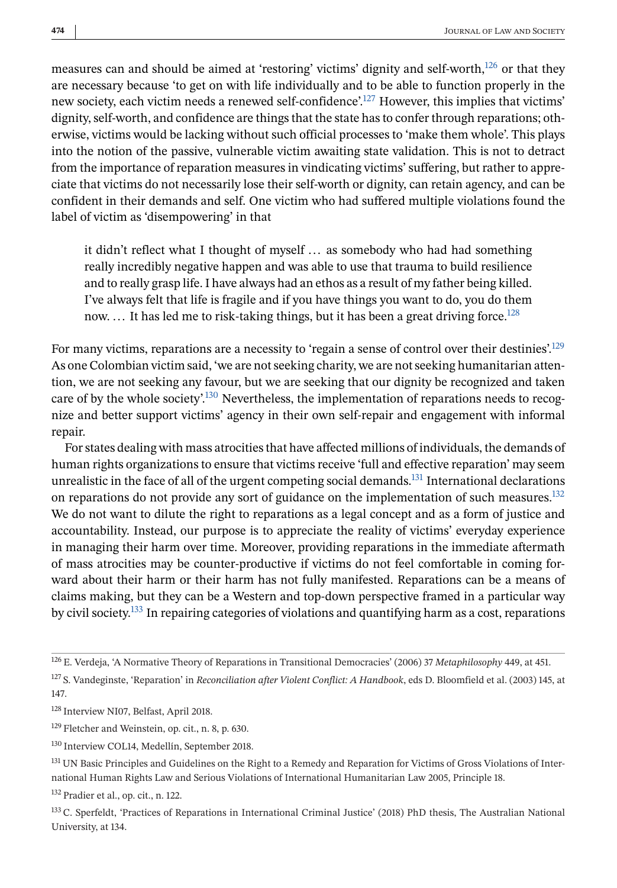measures can and should be aimed at 'restoring' victims' dignity and self-worth,[126] or that they are necessary because 'to get on with life individually and to be able to function properly in the new society, each victim needs a renewed self-confidence'.[127] However, this implies that victims' dignity, self-worth, and confidence are things that the state has to confer through reparations; otherwise, victims would be lacking without such official processes to 'make them whole'. This plays into the notion of the passive, vulnerable victim awaiting state validation. This is not to detract from the importance of reparation measures in vindicating victims' suffering, but rather to appreciate that victims do not necessarily lose their self-worth or dignity, can retain agency, and can be confident in their demands and self. One victim who had suffered multiple violations found the label of victim as 'disempowering' in that

> it didn't reflect what I thought of myself … as somebody who had had something really incredibly negative happen and was able to use that trauma to build resilience and to really grasp life. I have always had an ethos as a result of my father being killed. I've always felt that life is fragile and if you have things you want to do, you do them now. … It has led me to risk-taking things, but it has been a great driving force.[128]

For many victims, reparations are a necessity to 'regain a sense of control over their destinies'.[129] As one Colombian victim said, 'we are not seeking charity, we are not seeking humanitarian attention, we are not seeking any favour, but we are seeking that our dignity be recognized and taken care of by the whole society'.[130] Nevertheless, the implementation of reparations needs to recognize and better support victims' agency in their own self-repair and engagement with informal repair.

For states dealing with mass atrocities that have affected millions of individuals, the demands of human rights organizations to ensure that victims receive 'full and effective reparation' may seem unrealistic in the face of all of the urgent competing social demands.[131] International declarations on reparations do not provide any sort of guidance on the implementation of such measures.[132] We do not want to dilute the right to reparations as a legal concept and as a form of justice and accountability. Instead, our purpose is to appreciate the reality of victims' everyday experience in managing their harm over time. Moreover, providing reparations in the immediate aftermath of mass atrocities may be counter-productive if victims do not feel comfortable in coming forward about their harm or their harm has not fully manifested. Reparations can be a means of claims making, but they can be a Western and top-down perspective framed in a particular way by civil society.[133] In repairing categories of violations and quantifying harm as a cost, reparations

---

[126] E. Verdeja, 'A Normative Theory of Reparations in Transitional Democracies' (2006) 37 *Metaphilosophy* 449, at 451.

[127] S. Vandeginste, 'Reparation' in *Reconciliation after Violent Conflict: A Handbook*, eds D. Bloomfield et al. (2003) 145, at 147.

[128] Interview NI07, Belfast, April 2018.

[129] Fletcher and Weinstein, op. cit., n. 8, p. 630.

[130] Interview COL14, Medellín, September 2018.

[131] UN Basic Principles and Guidelines on the Right to a Remedy and Reparation for Victims of Gross Violations of International Human Rights Law and Serious Violations of International Humanitarian Law 2005, Principle 18.

[132] Pradier et al., op. cit., n. 122.

[133] C. Sperfeldt, 'Practices of Reparations in International Criminal Justice' (2018) PhD thesis, The Australian National University, at 134.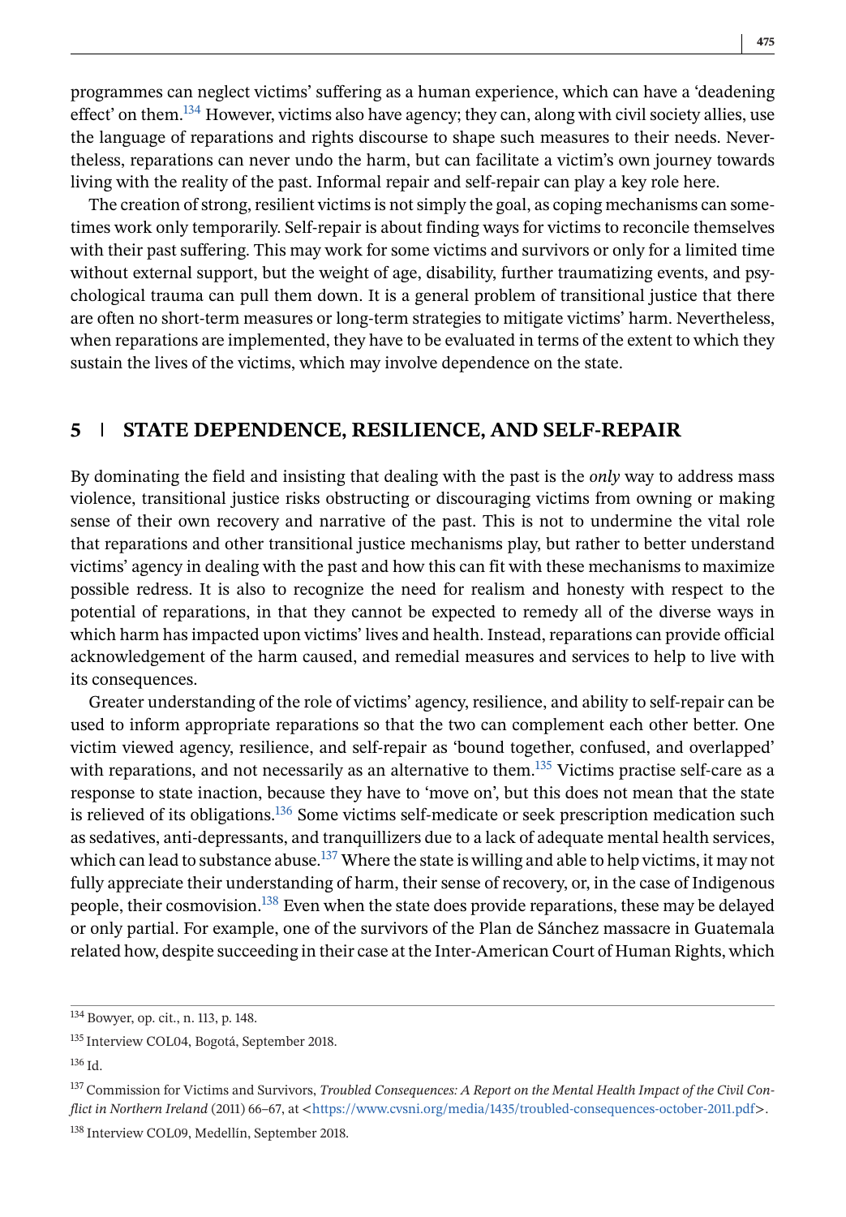programmes can neglect victims' suffering as a human experience, which can have a 'deadening effect' on them.[134] However, victims also have agency; they can, along with civil society allies, use the language of reparations and rights discourse to shape such measures to their needs. Nevertheless, reparations can never undo the harm, but can facilitate a victim's own journey towards living with the reality of the past. Informal repair and self-repair can play a key role here.

The creation of strong, resilient victims is not simply the goal, as coping mechanisms can sometimes work only temporarily. Self-repair is about finding ways for victims to reconcile themselves with their past suffering. This may work for some victims and survivors or only for a limited time without external support, but the weight of age, disability, further traumatizing events, and psychological trauma can pull them down. It is a general problem of transitional justice that there are often no short-term measures or long-term strategies to mitigate victims' harm. Nevertheless, when reparations are implemented, they have to be evaluated in terms of the extent to which they sustain the lives of the victims, which may involve dependence on the state.

## 5 | STATE DEPENDENCE, RESILIENCE, AND SELF-REPAIR

By dominating the field and insisting that dealing with the past is the *only* way to address mass violence, transitional justice risks obstructing or discouraging victims from owning or making sense of their own recovery and narrative of the past. This is not to undermine the vital role that reparations and other transitional justice mechanisms play, but rather to better understand victims' agency in dealing with the past and how this can fit with these mechanisms to maximize possible redress. It is also to recognize the need for realism and honesty with respect to the potential of reparations, in that they cannot be expected to remedy all of the diverse ways in which harm has impacted upon victims' lives and health. Instead, reparations can provide official acknowledgement of the harm caused, and remedial measures and services to help to live with its consequences.

Greater understanding of the role of victims' agency, resilience, and ability to self-repair can be used to inform appropriate reparations so that the two can complement each other better. One victim viewed agency, resilience, and self-repair as 'bound together, confused, and overlapped' with reparations, and not necessarily as an alternative to them.[135] Victims practise self-care as a response to state inaction, because they have to 'move on', but this does not mean that the state is relieved of its obligations.[136] Some victims self-medicate or seek prescription medication such as sedatives, anti-depressants, and tranquillizers due to a lack of adequate mental health services, which can lead to substance abuse.[137] Where the state is willing and able to help victims, it may not fully appreciate their understanding of harm, their sense of recovery, or, in the case of Indigenous people, their cosmovision.[138] Even when the state does provide reparations, these may be delayed or only partial. For example, one of the survivors of the Plan de Sánchez massacre in Guatemala related how, despite succeeding in their case at the Inter-American Court of Human Rights, which

---

[134] Bowyer, op. cit., n. 113, p. 148.

[135] Interview COL04, Bogotá, September 2018.

[136] Id.

[137] Commission for Victims and Survivors, *Troubled Consequences: A Report on the Mental Health Impact of the Civil Conflict in Northern Ireland* (2011) 66–67, at <https://www.cvsni.org/media/1435/troubled-consequences-october-2011.pdf>.

[138] Interview COL09, Medellín, September 2018.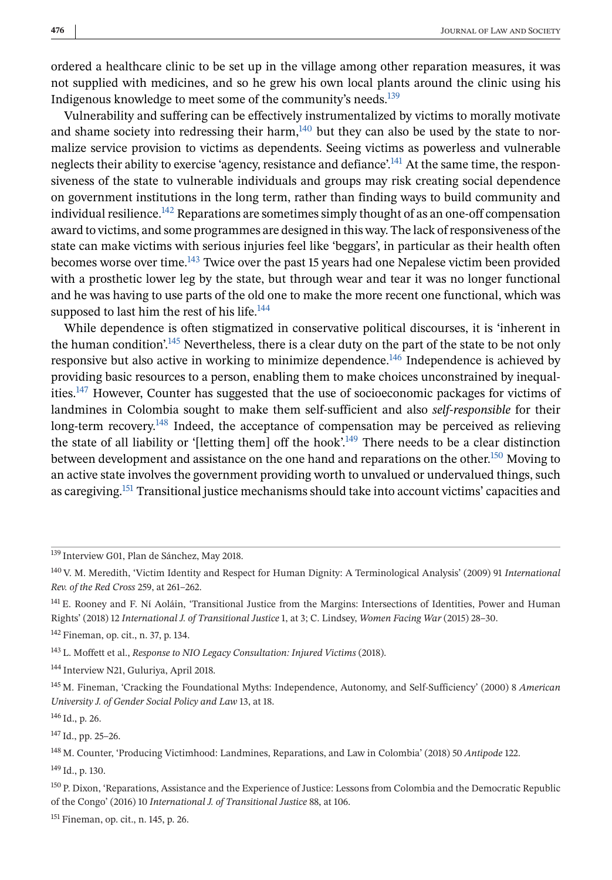ordered a healthcare clinic to be set up in the village among other reparation measures, it was not supplied with medicines, and so he grew his own local plants around the clinic using his Indigenous knowledge to meet some of the community's needs.[139]

Vulnerability and suffering can be effectively instrumentalized by victims to morally motivate and shame society into redressing their harm,[140] but they can also be used by the state to normalize service provision to victims as dependents. Seeing victims as powerless and vulnerable neglects their ability to exercise 'agency, resistance and defiance'.[141] At the same time, the responsiveness of the state to vulnerable individuals and groups may risk creating social dependence on government institutions in the long term, rather than finding ways to build community and individual resilience.[142] Reparations are sometimes simply thought of as an one-off compensation award to victims, and some programmes are designed in this way. The lack of responsiveness of the state can make victims with serious injuries feel like 'beggars', in particular as their health often becomes worse over time.[143] Twice over the past 15 years had one Nepalese victim been provided with a prosthetic lower leg by the state, but through wear and tear it was no longer functional and he was having to use parts of the old one to make the more recent one functional, which was supposed to last him the rest of his life.[144]

While dependence is often stigmatized in conservative political discourses, it is 'inherent in the human condition'.[145] Nevertheless, there is a clear duty on the part of the state to be not only responsive but also active in working to minimize dependence.[146] Independence is achieved by providing basic resources to a person, enabling them to make choices unconstrained by inequalities.[147] However, Counter has suggested that the use of socioeconomic packages for victims of landmines in Colombia sought to make them self-sufficient and also *self-responsible* for their long-term recovery.[148] Indeed, the acceptance of compensation may be perceived as relieving the state of all liability or '[letting them] off the hook'.[149] There needs to be a clear distinction between development and assistance on the one hand and reparations on the other.[150] Moving to an active state involves the government providing worth to unvalued or undervalued things, such as caregiving.[151] Transitional justice mechanisms should take into account victims' capacities and

---

[139] Interview G01, Plan de Sánchez, May 2018.

[140] V. M. Meredith, 'Victim Identity and Respect for Human Dignity: A Terminological Analysis' (2009) 91 *International Rev. of the Red Cross* 259, at 261–262.

[141] E. Rooney and F. Ní Aoláin, 'Transitional Justice from the Margins: Intersections of Identities, Power and Human Rights' (2018) 12 *International J. of Transitional Justice* 1, at 3; C. Lindsey, *Women Facing War* (2015) 28–30.

[142] Fineman, op. cit., n. 37, p. 134.

[143] L. Moffett et al., *Response to NIO Legacy Consultation: Injured Victims* (2018).

[144] Interview N21, Guluriya, April 2018.

[145] M. Fineman, 'Cracking the Foundational Myths: Independence, Autonomy, and Self-Sufficiency' (2000) 8 *American University J. of Gender Social Policy and Law* 13, at 18.

[146] Id., p. 26.

[147] Id., pp. 25–26.

[148] M. Counter, 'Producing Victimhood: Landmines, Reparations, and Law in Colombia' (2018) 50 *Antipode* 122.

[149] Id., p. 130.

[150] P. Dixon, 'Reparations, Assistance and the Experience of Justice: Lessons from Colombia and the Democratic Republic of the Congo' (2016) 10 *International J. of Transitional Justice* 88, at 106.

[151] Fineman, op. cit., n. 145, p. 26.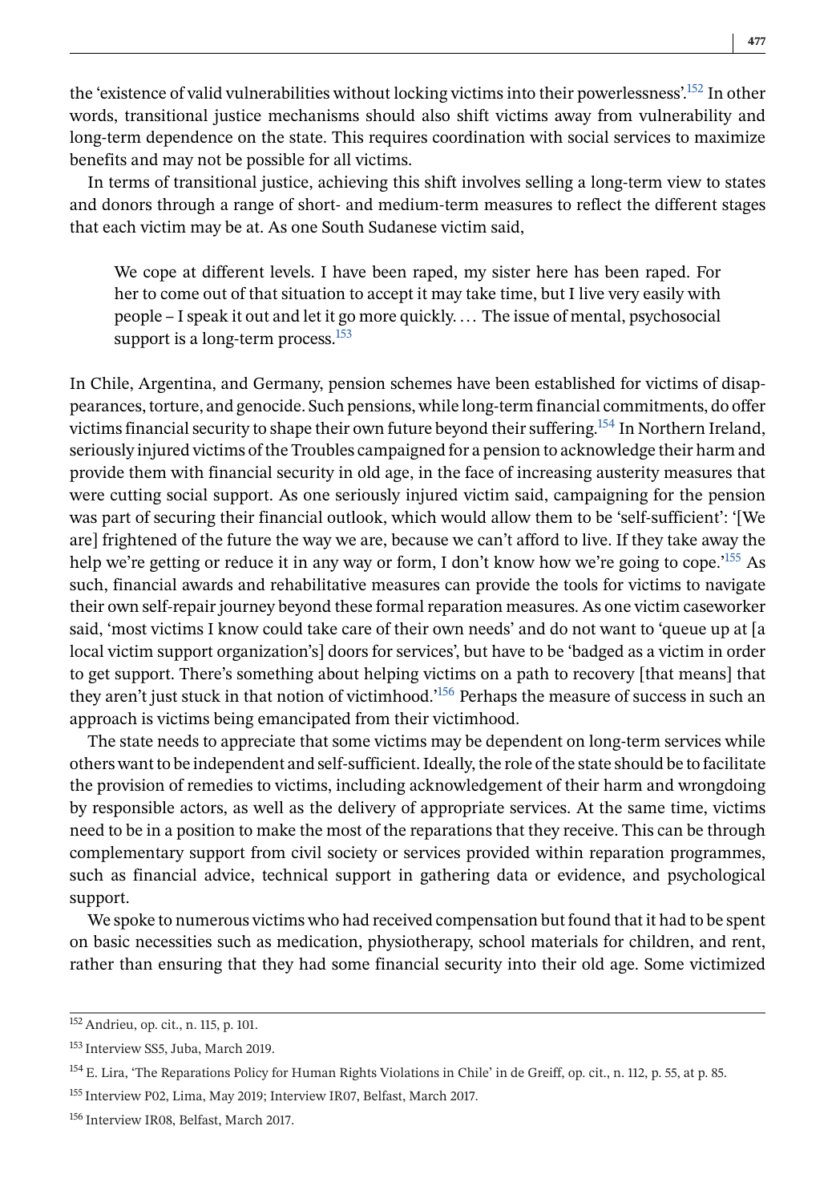the 'existence of valid vulnerabilities without locking victims into their powerlessness'.[152] In other words, transitional justice mechanisms should also shift victims away from vulnerability and long-term dependence on the state. This requires coordination with social services to maximize benefits and may not be possible for all victims.

In terms of transitional justice, achieving this shift involves selling a long-term view to states and donors through a range of short- and medium-term measures to reflect the different stages that each victim may be at. As one South Sudanese victim said,

> We cope at different levels. I have been raped, my sister here has been raped. For her to come out of that situation to accept it may take time, but I live very easily with people – I speak it out and let it go more quickly. ... The issue of mental, psychosocial support is a long-term process.[153]

In Chile, Argentina, and Germany, pension schemes have been established for victims of disappearances, torture, and genocide. Such pensions, while long-term financial commitments, do offer victims financial security to shape their own future beyond their suffering.[154] In Northern Ireland, seriously injured victims of the Troubles campaigned for a pension to acknowledge their harm and provide them with financial security in old age, in the face of increasing austerity measures that were cutting social support. As one seriously injured victim said, campaigning for the pension was part of securing their financial outlook, which would allow them to be 'self-sufficient': '[We are] frightened of the future the way we are, because we can't afford to live. If they take away the help we're getting or reduce it in any way or form, I don't know how we're going to cope.'[155] As such, financial awards and rehabilitative measures can provide the tools for victims to navigate their own self-repair journey beyond these formal reparation measures. As one victim caseworker said, 'most victims I know could take care of their own needs' and do not want to 'queue up at [a local victim support organization's] doors for services', but have to be 'badged as a victim in order to get support. There's something about helping victims on a path to recovery [that means] that they aren't just stuck in that notion of victimhood.'[156] Perhaps the measure of success in such an approach is victims being emancipated from their victimhood.

The state needs to appreciate that some victims may be dependent on long-term services while others want to be independent and self-sufficient. Ideally, the role of the state should be to facilitate the provision of remedies to victims, including acknowledgement of their harm and wrongdoing by responsible actors, as well as the delivery of appropriate services. At the same time, victims need to be in a position to make the most of the reparations that they receive. This can be through complementary support from civil society or services provided within reparation programmes, such as financial advice, technical support in gathering data or evidence, and psychological support.

We spoke to numerous victims who had received compensation but found that it had to be spent on basic necessities such as medication, physiotherapy, school materials for children, and rent, rather than ensuring that they had some financial security into their old age. Some victimized

---

[152] Andrieu, op. cit., n. 115, p. 101.

[153] Interview SS5, Juba, March 2019.

[154] E. Lira, 'The Reparations Policy for Human Rights Violations in Chile' in de Greiff, op. cit., n. 112, p. 55, at p. 85.

[155] Interview P02, Lima, May 2019; Interview IR07, Belfast, March 2017.

[156] Interview IR08, Belfast, March 2017.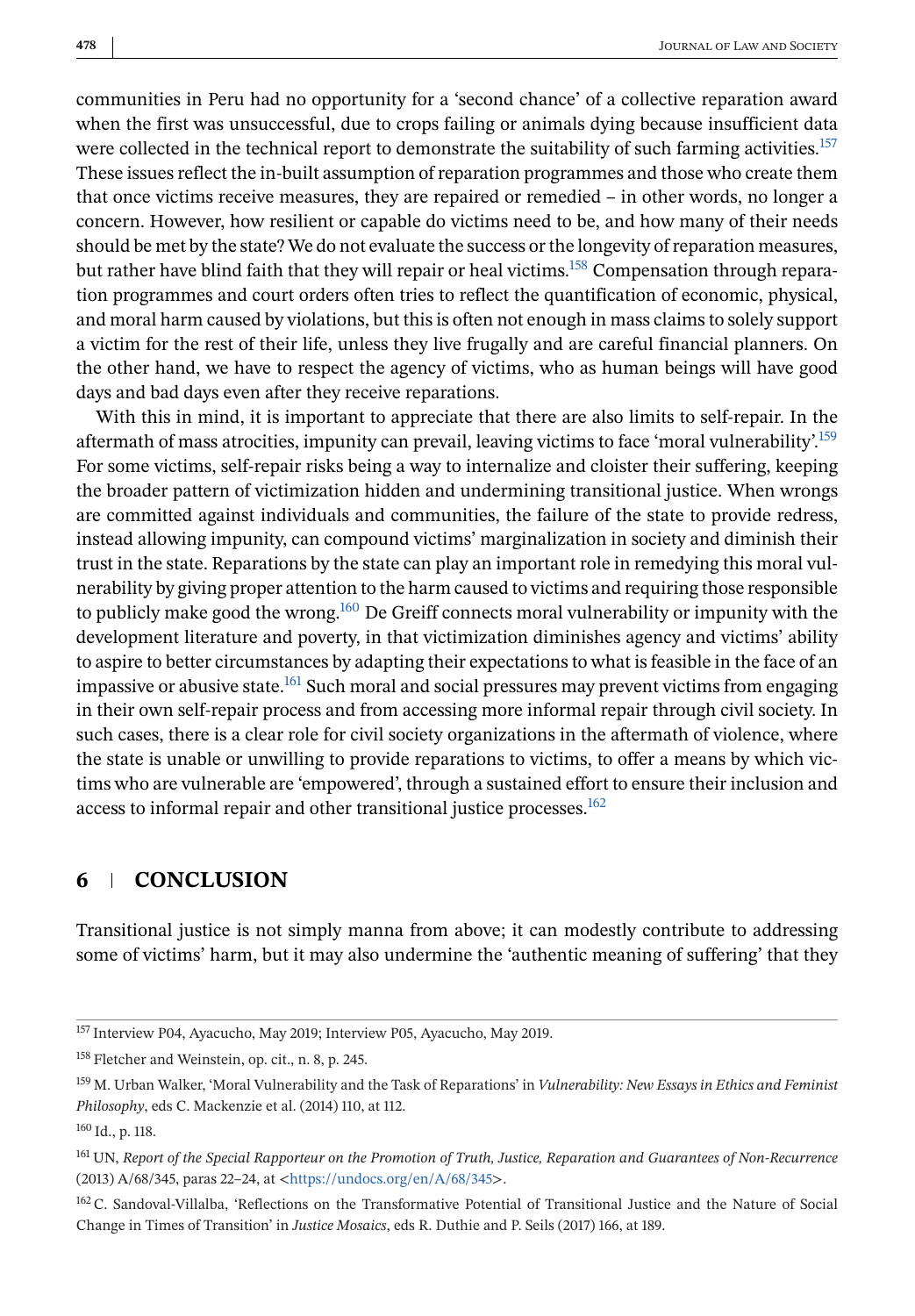communities in Peru had no opportunity for a 'second chance' of a collective reparation award when the first was unsuccessful, due to crops failing or animals dying because insufficient data were collected in the technical report to demonstrate the suitability of such farming activities.[157] These issues reflect the in-built assumption of reparation programmes and those who create them that once victims receive measures, they are repaired or remedied – in other words, no longer a concern. However, how resilient or capable do victims need to be, and how many of their needs should be met by the state? We do not evaluate the success or the longevity of reparation measures, but rather have blind faith that they will repair or heal victims.[158] Compensation through reparation programmes and court orders often tries to reflect the quantification of economic, physical, and moral harm caused by violations, but this is often not enough in mass claims to solely support a victim for the rest of their life, unless they live frugally and are careful financial planners. On the other hand, we have to respect the agency of victims, who as human beings will have good days and bad days even after they receive reparations.

With this in mind, it is important to appreciate that there are also limits to self-repair. In the aftermath of mass atrocities, impunity can prevail, leaving victims to face 'moral vulnerability'.[159] For some victims, self-repair risks being a way to internalize and cloister their suffering, keeping the broader pattern of victimization hidden and undermining transitional justice. When wrongs are committed against individuals and communities, the failure of the state to provide redress, instead allowing impunity, can compound victims' marginalization in society and diminish their trust in the state. Reparations by the state can play an important role in remedying this moral vulnerability by giving proper attention to the harm caused to victims and requiring those responsible to publicly make good the wrong.[160] De Greiff connects moral vulnerability or impunity with the development literature and poverty, in that victimization diminishes agency and victims' ability to aspire to better circumstances by adapting their expectations to what is feasible in the face of an impassive or abusive state.[161] Such moral and social pressures may prevent victims from engaging in their own self-repair process and from accessing more informal repair through civil society. In such cases, there is a clear role for civil society organizations in the aftermath of violence, where the state is unable or unwilling to provide reparations to victims, to offer a means by which victims who are vulnerable are 'empowered', through a sustained effort to ensure their inclusion and access to informal repair and other transitional justice processes.[162]

## 6 CONCLUSION

Transitional justice is not simply manna from above; it can modestly contribute to addressing some of victims' harm, but it may also undermine the 'authentic meaning of suffering' that they

[157] Interview P04, Ayacucho, May 2019; Interview P05, Ayacucho, May 2019.

[158] Fletcher and Weinstein, op. cit., n. 8, p. 245.

[159] M. Urban Walker, 'Moral Vulnerability and the Task of Reparations' in *Vulnerability: New Essays in Ethics and Feminist Philosophy*, eds C. Mackenzie et al. (2014) 110, at 112.

[160] Id., p. 118.

[161] UN, *Report of the Special Rapporteur on the Promotion of Truth, Justice, Reparation and Guarantees of Non-Recurrence* (2013) A/68/345, paras 22–24, at <https://undocs.org/en/A/68/345>.

[162] C. Sandoval-Villalba, 'Reflections on the Transformative Potential of Transitional Justice and the Nature of Social Change in Times of Transition' in *Justice Mosaics*, eds R. Duthie and P. Seils (2017) 166, at 189.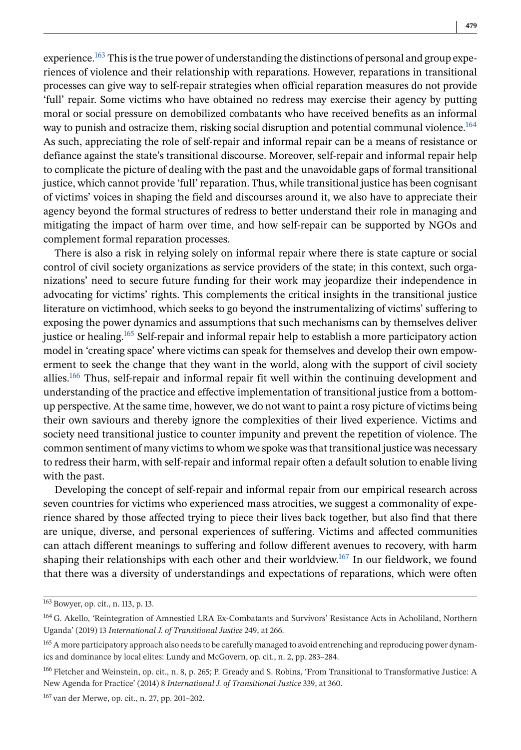experience.[163] This is the true power of understanding the distinctions of personal and group experiences of violence and their relationship with reparations. However, reparations in transitional processes can give way to self-repair strategies when official reparation measures do not provide 'full' repair. Some victims who have obtained no redress may exercise their agency by putting moral or social pressure on demobilized combatants who have received benefits as an informal way to punish and ostracize them, risking social disruption and potential communal violence.[164] As such, appreciating the role of self-repair and informal repair can be a means of resistance or defiance against the state's transitional discourse. Moreover, self-repair and informal repair help to complicate the picture of dealing with the past and the unavoidable gaps of formal transitional justice, which cannot provide 'full' reparation. Thus, while transitional justice has been cognisant of victims' voices in shaping the field and discourses around it, we also have to appreciate their agency beyond the formal structures of redress to better understand their role in managing and mitigating the impact of harm over time, and how self-repair can be supported by NGOs and complement formal reparation processes.

There is also a risk in relying solely on informal repair where there is state capture or social control of civil society organizations as service providers of the state; in this context, such organizations' need to secure future funding for their work may jeopardize their independence in advocating for victims' rights. This complements the critical insights in the transitional justice literature on victimhood, which seeks to go beyond the instrumentalizing of victims' suffering to exposing the power dynamics and assumptions that such mechanisms can by themselves deliver justice or healing.[165] Self-repair and informal repair help to establish a more participatory action model in 'creating space' where victims can speak for themselves and develop their own empowerment to seek the change that they want in the world, along with the support of civil society allies.[166] Thus, self-repair and informal repair fit well within the continuing development and understanding of the practice and effective implementation of transitional justice from a bottom-up perspective. At the same time, however, we do not want to paint a rosy picture of victims being their own saviours and thereby ignore the complexities of their lived experience. Victims and society need transitional justice to counter impunity and prevent the repetition of violence. The common sentiment of many victims to whom we spoke was that transitional justice was necessary to redress their harm, with self-repair and informal repair often a default solution to enable living with the past.

Developing the concept of self-repair and informal repair from our empirical research across seven countries for victims who experienced mass atrocities, we suggest a commonality of experience shared by those affected trying to piece their lives back together, but also find that there are unique, diverse, and personal experiences of suffering. Victims and affected communities can attach different meanings to suffering and follow different avenues to recovery, with harm shaping their relationships with each other and their worldview.[167] In our fieldwork, we found that there was a diversity of understandings and expectations of reparations, which were often

---

[163] Bowyer, op. cit., n. 113, p. 13.

[164] G. Akello, 'Reintegration of Amnestied LRA Ex-Combatants and Survivors' Resistance Acts in Acholiland, Northern Uganda' (2019) 13 *International J. of Transitional Justice* 249, at 266.

[165] A more participatory approach also needs to be carefully managed to avoid entrenching and reproducing power dynamics and dominance by local elites: Lundy and McGovern, op. cit., n. 2, pp. 283–284.

[166] Fletcher and Weinstein, op. cit., n. 8, p. 265; P. Gready and S. Robins, 'From Transitional to Transformative Justice: A New Agenda for Practice' (2014) 8 *International J. of Transitional Justice* 339, at 360.

[167] van der Merwe, op. cit., n. 27, pp. 201–202.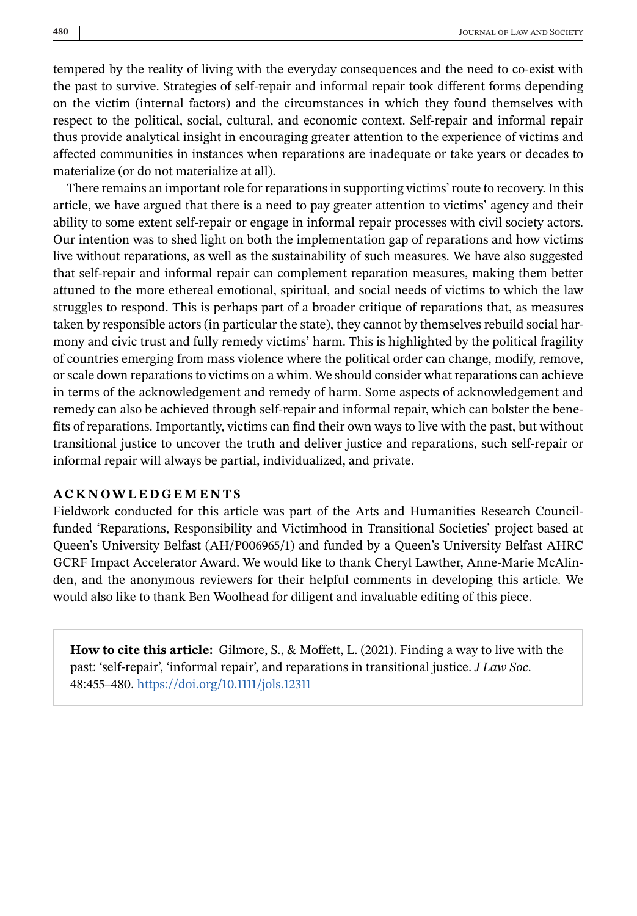tempered by the reality of living with the everyday consequences and the need to co-exist with the past to survive. Strategies of self-repair and informal repair took different forms depending on the victim (internal factors) and the circumstances in which they found themselves with respect to the political, social, cultural, and economic context. Self-repair and informal repair thus provide analytical insight in encouraging greater attention to the experience of victims and affected communities in instances when reparations are inadequate or take years or decades to materialize (or do not materialize at all).

There remains an important role for reparations in supporting victims' route to recovery. In this article, we have argued that there is a need to pay greater attention to victims' agency and their ability to some extent self-repair or engage in informal repair processes with civil society actors. Our intention was to shed light on both the implementation gap of reparations and how victims live without reparations, as well as the sustainability of such measures. We have also suggested that self-repair and informal repair can complement reparation measures, making them better attuned to the more ethereal emotional, spiritual, and social needs of victims to which the law struggles to respond. This is perhaps part of a broader critique of reparations that, as measures taken by responsible actors (in particular the state), they cannot by themselves rebuild social harmony and civic trust and fully remedy victims' harm. This is highlighted by the political fragility of countries emerging from mass violence where the political order can change, modify, remove, or scale down reparations to victims on a whim. We should consider what reparations can achieve in terms of the acknowledgement and remedy of harm. Some aspects of acknowledgement and remedy can also be achieved through self-repair and informal repair, which can bolster the benefits of reparations. Importantly, victims can find their own ways to live with the past, but without transitional justice to uncover the truth and deliver justice and reparations, such self-repair or informal repair will always be partial, individualized, and private.

## ACKNOWLEDGEMENTS

Fieldwork conducted for this article was part of the Arts and Humanities Research Council-funded 'Reparations, Responsibility and Victimhood in Transitional Societies' project based at Queen's University Belfast (AH/P006965/1) and funded by a Queen's University Belfast AHRC GCRF Impact Accelerator Award. We would like to thank Cheryl Lawther, Anne-Marie McAlinden, and the anonymous reviewers for their helpful comments in developing this article. We would also like to thank Ben Woolhead for diligent and invaluable editing of this piece.

**How to cite this article:** Gilmore, S., & Moffett, L. (2021). Finding a way to live with the past: 'self-repair', 'informal repair', and reparations in transitional justice. *J Law Soc.* 48:455–480. https://doi.org/10.1111/jols.12311